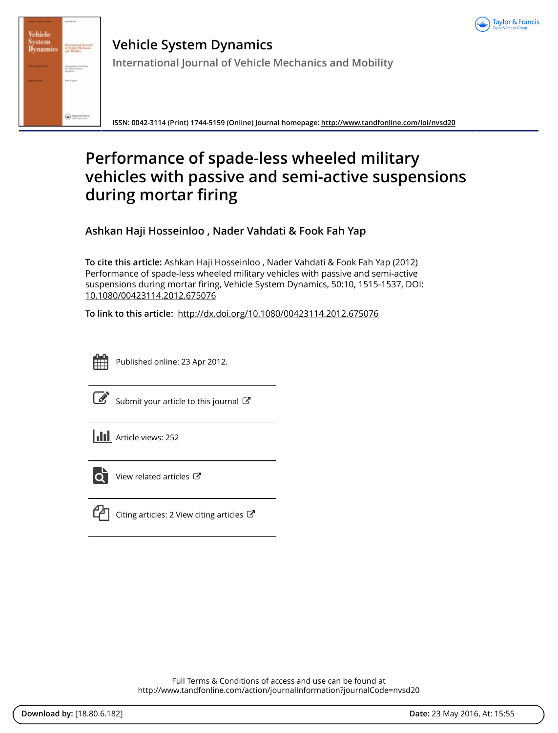# Vehicle System Dynamics

International Journal of Vehicle Mechanics and Mobility

ISSN: 0042-3114 (Print) 1744-5159 (Online) Journal homepage: http://www.tandfonline.com/loi/nvsd20

# Performance of spade-less wheeled military vehicles with passive and semi-active suspensions during mortar firing

**Ashkan Haji Hosseinloo , Nader Vahdati & Fook Fah Yap**

**To cite this article:** Ashkan Haji Hosseinloo , Nader Vahdati & Fook Fah Yap (2012) Performance of spade-less wheeled military vehicles with passive and semi-active suspensions during mortar firing, Vehicle System Dynamics, 50:10, 1515-1537, DOI: 10.1080/00423114.2012.675076

**To link to this article:** http://dx.doi.org/10.1080/00423114.2012.675076

Published online: 23 Apr 2012.

Submit your article to this journal

Article views: 252

View related articles

Citing articles: 2 View citing articles

Full Terms & Conditions of access and use can be found at http://www.tandfonline.com/action/journalInformation?journalCode=nvsd20

**Download by:** [18.80.6.182] **Date:** 23 May 2016, At: 15:55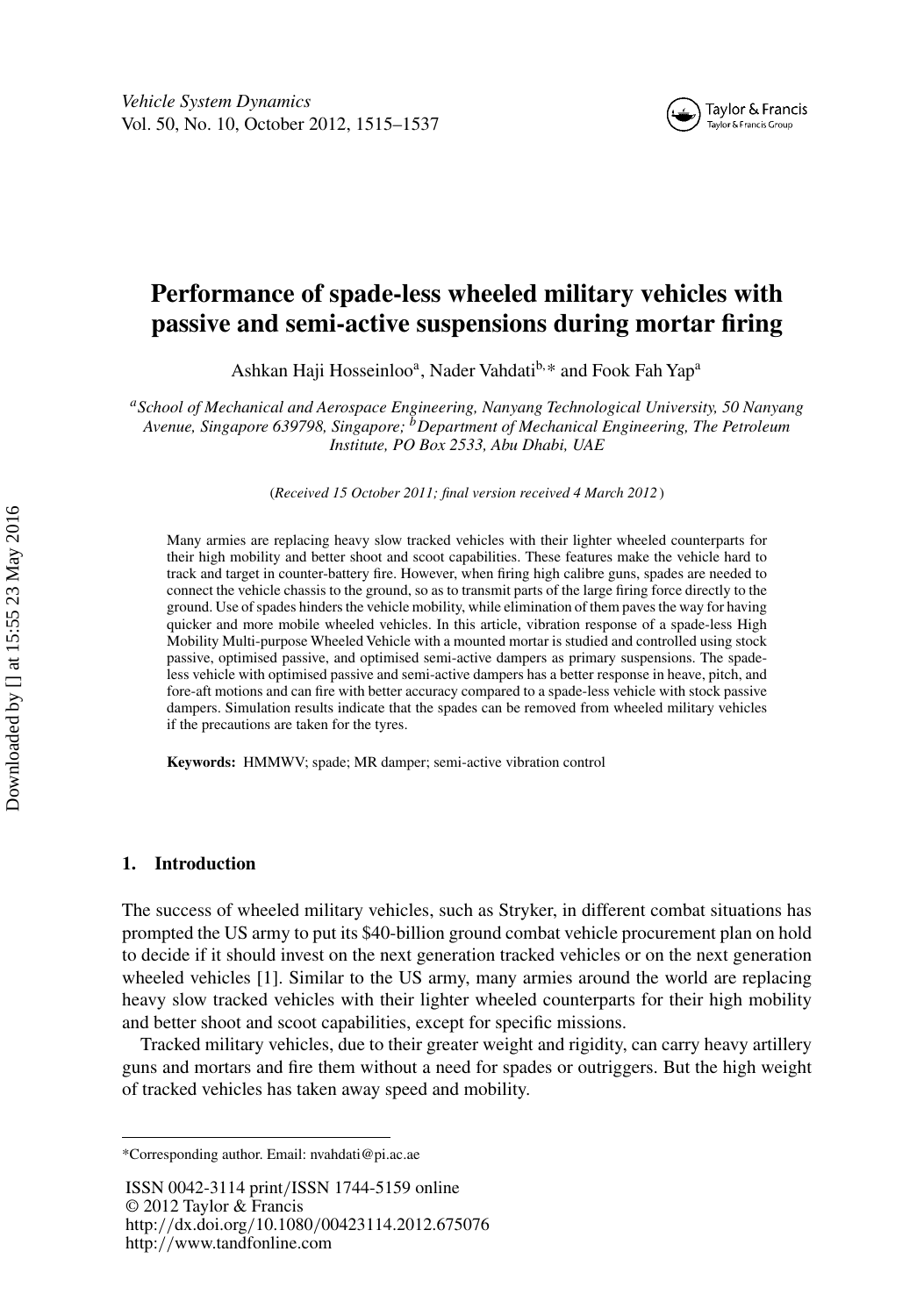# Performance of spade-less wheeled military vehicles with passive and semi-active suspensions during mortar firing

Ashkan Haji Hosseinloo[a], Nader Vahdati[b,*] and Fook Fah Yap[a]

[a] *School of Mechanical and Aerospace Engineering, Nanyang Technological University, 50 Nanyang Avenue, Singapore 639798, Singapore;* [b] *Department of Mechanical Engineering, The Petroleum Institute, PO Box 2533, Abu Dhabi, UAE*

(*Received 15 October 2011; final version received 4 March 2012*)

Many armies are replacing heavy slow tracked vehicles with their lighter wheeled counterparts for their high mobility and better shoot and scoot capabilities. These features make the vehicle hard to track and target in counter-battery fire. However, when firing high calibre guns, spades are needed to connect the vehicle chassis to the ground, so as to transmit parts of the large firing force directly to the ground. Use of spades hinders the vehicle mobility, while elimination of them paves the way for having quicker and more mobile wheeled vehicles. In this article, vibration response of a spade-less High Mobility Multi-purpose Wheeled Vehicle with a mounted mortar is studied and controlled using stock passive, optimised passive, and optimised semi-active dampers as primary suspensions. The spade-less vehicle with optimised passive and semi-active dampers has a better response in heave, pitch, and fore-aft motions and can fire with better accuracy compared to a spade-less vehicle with stock passive dampers. Simulation results indicate that the spades can be removed from wheeled military vehicles if the precautions are taken for the tyres.

**Keywords:** HMMWV; spade; MR damper; semi-active vibration control

## 1. Introduction

The success of wheeled military vehicles, such as Stryker, in different combat situations has prompted the US army to put its $40-billion ground combat vehicle procurement plan on hold to decide if it should invest on the next generation tracked vehicles or on the next generation wheeled vehicles [1]. Similar to the US army, many armies around the world are replacing heavy slow tracked vehicles with their lighter wheeled counterparts for their high mobility and better shoot and scoot capabilities, except for specific missions.

Tracked military vehicles, due to their greater weight and rigidity, can carry heavy artillery guns and mortars and fire them without a need for spades or outriggers. But the high weight of tracked vehicles has taken away speed and mobility.

*Corresponding author. Email: nvahdati@pi.ac.ae

ISSN 0042-3114 print/ISSN 1744-5159 online
© 2012 Taylor & Francis
http://dx.doi.org/10.1080/00423114.2012.675076
http://www.tandfonline.com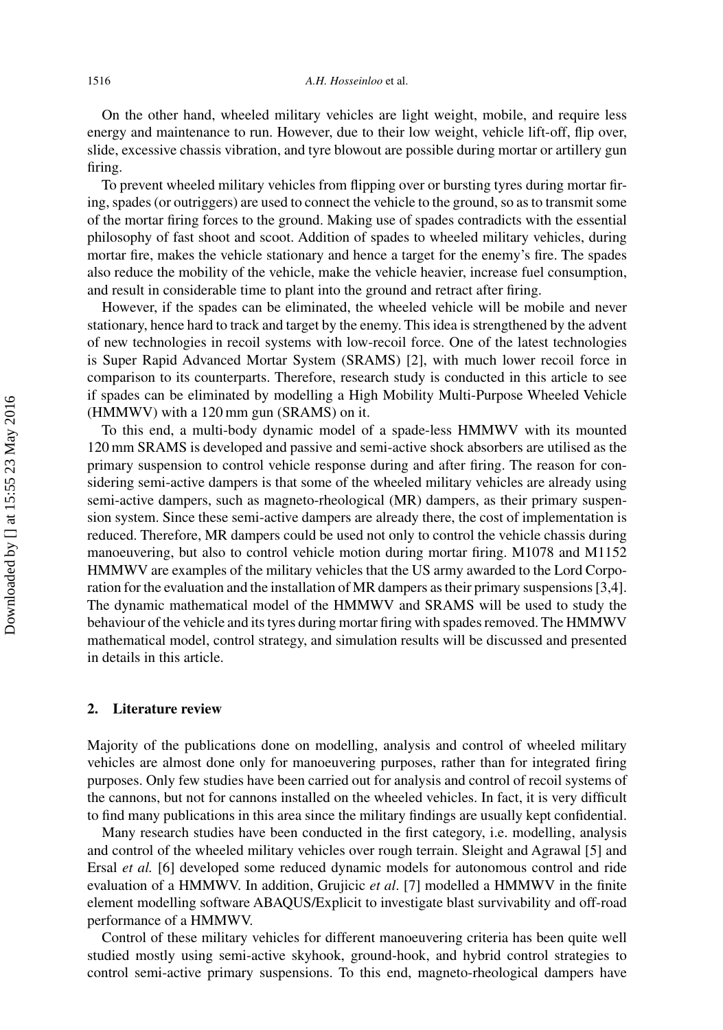On the other hand, wheeled military vehicles are light weight, mobile, and require less energy and maintenance to run. However, due to their low weight, vehicle lift-off, flip over, slide, excessive chassis vibration, and tyre blowout are possible during mortar or artillery gun firing.

To prevent wheeled military vehicles from flipping over or bursting tyres during mortar firing, spades (or outriggers) are used to connect the vehicle to the ground, so as to transmit some of the mortar firing forces to the ground. Making use of spades contradicts with the essential philosophy of fast shoot and scoot. Addition of spades to wheeled military vehicles, during mortar fire, makes the vehicle stationary and hence a target for the enemy's fire. The spades also reduce the mobility of the vehicle, make the vehicle heavier, increase fuel consumption, and result in considerable time to plant into the ground and retract after firing.

However, if the spades can be eliminated, the wheeled vehicle will be mobile and never stationary, hence hard to track and target by the enemy. This idea is strengthened by the advent of new technologies in recoil systems with low-recoil force. One of the latest technologies is Super Rapid Advanced Mortar System (SRAMS) [2], with much lower recoil force in comparison to its counterparts. Therefore, research study is conducted in this article to see if spades can be eliminated by modelling a High Mobility Multi-Purpose Wheeled Vehicle (HMMWV) with a 120 mm gun (SRAMS) on it.

To this end, a multi-body dynamic model of a spade-less HMMWV with its mounted 120 mm SRAMS is developed and passive and semi-active shock absorbers are utilised as the primary suspension to control vehicle response during and after firing. The reason for considering semi-active dampers is that some of the wheeled military vehicles are already using semi-active dampers, such as magneto-rheological (MR) dampers, as their primary suspension system. Since these semi-active dampers are already there, the cost of implementation is reduced. Therefore, MR dampers could be used not only to control the vehicle chassis during manoeuvering, but also to control vehicle motion during mortar firing. M1078 and M1152 HMMWV are examples of the military vehicles that the US army awarded to the Lord Corporation for the evaluation and the installation of MR dampers as their primary suspensions [3,4]. The dynamic mathematical model of the HMMWV and SRAMS will be used to study the behaviour of the vehicle and its tyres during mortar firing with spades removed. The HMMWV mathematical model, control strategy, and simulation results will be discussed and presented in details in this article.

## 2. Literature review

Majority of the publications done on modelling, analysis and control of wheeled military vehicles are almost done only for manoeuvering purposes, rather than for integrated firing purposes. Only few studies have been carried out for analysis and control of recoil systems of the cannons, but not for cannons installed on the wheeled vehicles. In fact, it is very difficult to find many publications in this area since the military findings are usually kept confidential.

Many research studies have been conducted in the first category, i.e. modelling, analysis and control of the wheeled military vehicles over rough terrain. Sleight and Agrawal [5] and Ersal *et al.* [6] developed some reduced dynamic models for autonomous control and ride evaluation of a HMMWV. In addition, Grujicic *et al*. [7] modelled a HMMWV in the finite element modelling software ABAQUS/Explicit to investigate blast survivability and off-road performance of a HMMWV.

Control of these military vehicles for different manoeuvering criteria has been quite well studied mostly using semi-active skyhook, ground-hook, and hybrid control strategies to control semi-active primary suspensions. To this end, magneto-rheological dampers have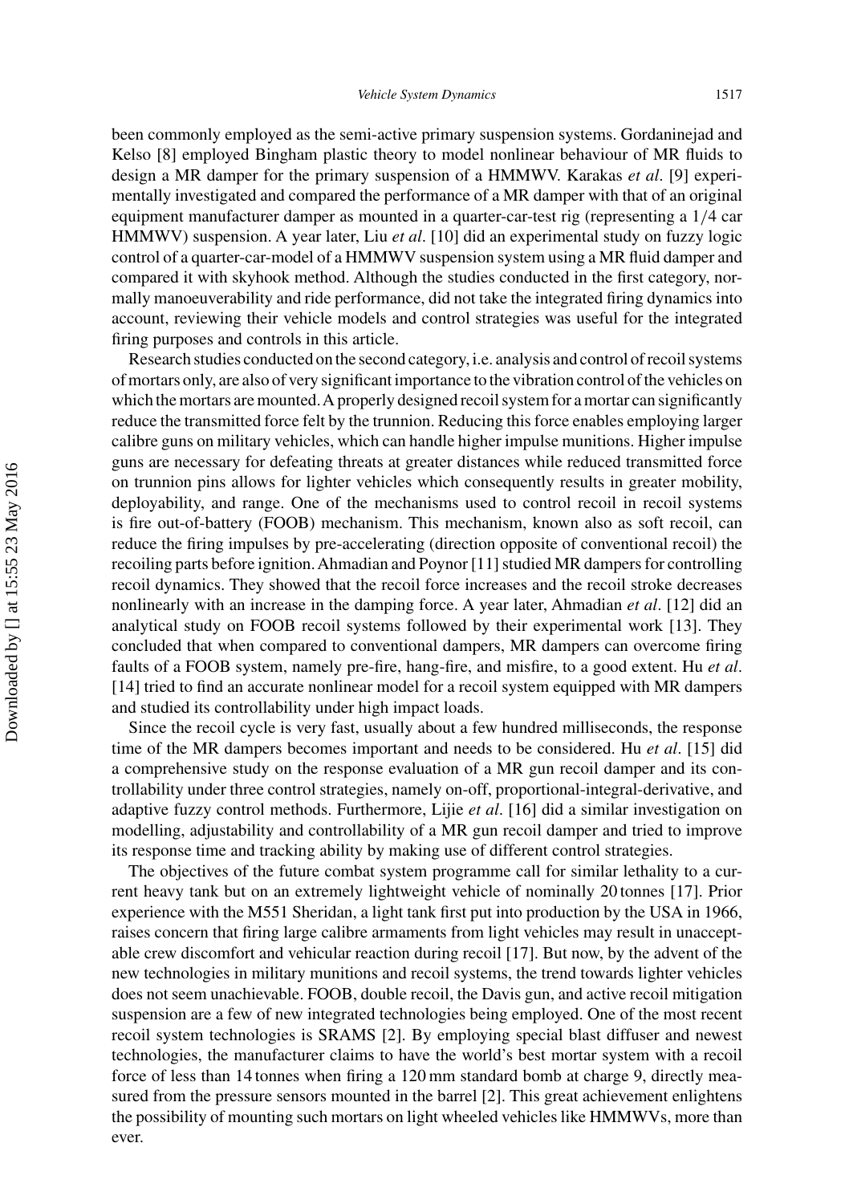been commonly employed as the semi-active primary suspension systems. Gordaninejad and Kelso [8] employed Bingham plastic theory to model nonlinear behaviour of MR fluids to design a MR damper for the primary suspension of a HMMWV. Karakas *et al*. [9] experimentally investigated and compared the performance of a MR damper with that of an original equipment manufacturer damper as mounted in a quarter-car-test rig (representing a 1/4 car HMMWV) suspension. A year later, Liu *et al*. [10] did an experimental study on fuzzy logic control of a quarter-car-model of a HMMWV suspension system using a MR fluid damper and compared it with skyhook method. Although the studies conducted in the first category, normally manoeuverability and ride performance, did not take the integrated firing dynamics into account, reviewing their vehicle models and control strategies was useful for the integrated firing purposes and controls in this article.

Research studies conducted on the second category, i.e. analysis and control of recoil systems of mortars only, are also of very significant importance to the vibration control of the vehicles on which the mortars are mounted. A properly designed recoil system for a mortar can significantly reduce the transmitted force felt by the trunnion. Reducing this force enables employing larger calibre guns on military vehicles, which can handle higher impulse munitions. Higher impulse guns are necessary for defeating threats at greater distances while reduced transmitted force on trunnion pins allows for lighter vehicles which consequently results in greater mobility, deployability, and range. One of the mechanisms used to control recoil in recoil systems is fire out-of-battery (FOOB) mechanism. This mechanism, known also as soft recoil, can reduce the firing impulses by pre-accelerating (direction opposite of conventional recoil) the recoiling parts before ignition. Ahmadian and Poynor [11] studied MR dampers for controlling recoil dynamics. They showed that the recoil force increases and the recoil stroke decreases nonlinearly with an increase in the damping force. A year later, Ahmadian *et al*. [12] did an analytical study on FOOB recoil systems followed by their experimental work [13]. They concluded that when compared to conventional dampers, MR dampers can overcome firing faults of a FOOB system, namely pre-fire, hang-fire, and misfire, to a good extent. Hu *et al*. [14] tried to find an accurate nonlinear model for a recoil system equipped with MR dampers and studied its controllability under high impact loads.

Since the recoil cycle is very fast, usually about a few hundred milliseconds, the response time of the MR dampers becomes important and needs to be considered. Hu *et al*. [15] did a comprehensive study on the response evaluation of a MR gun recoil damper and its controllability under three control strategies, namely on-off, proportional-integral-derivative, and adaptive fuzzy control methods. Furthermore, Lijie *et al*. [16] did a similar investigation on modelling, adjustability and controllability of a MR gun recoil damper and tried to improve its response time and tracking ability by making use of different control strategies.

The objectives of the future combat system programme call for similar lethality to a current heavy tank but on an extremely lightweight vehicle of nominally 20 tonnes [17]. Prior experience with the M551 Sheridan, a light tank first put into production by the USA in 1966, raises concern that firing large calibre armaments from light vehicles may result in unacceptable crew discomfort and vehicular reaction during recoil [17]. But now, by the advent of the new technologies in military munitions and recoil systems, the trend towards lighter vehicles does not seem unachievable. FOOB, double recoil, the Davis gun, and active recoil mitigation suspension are a few of new integrated technologies being employed. One of the most recent recoil system technologies is SRAMS [2]. By employing special blast diffuser and newest technologies, the manufacturer claims to have the world's best mortar system with a recoil force of less than 14 tonnes when firing a 120 mm standard bomb at charge 9, directly measured from the pressure sensors mounted in the barrel [2]. This great achievement enlightens the possibility of mounting such mortars on light wheeled vehicles like HMMWVs, more than ever.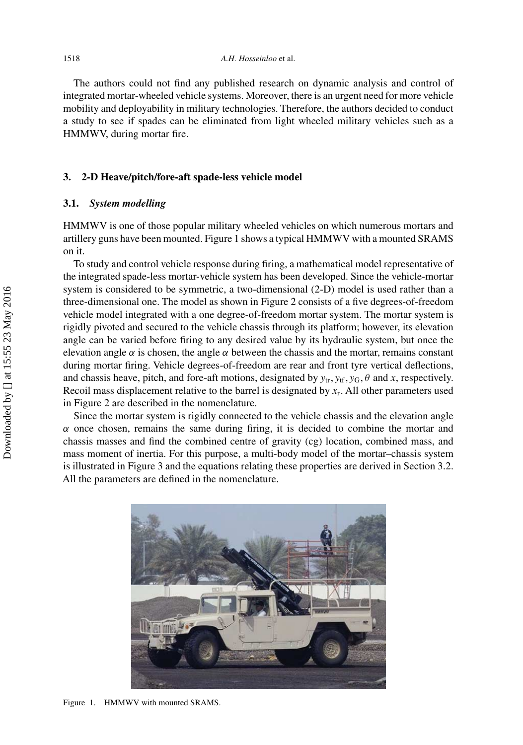The authors could not find any published research on dynamic analysis and control of integrated mortar-wheeled vehicle systems. Moreover, there is an urgent need for more vehicle mobility and deployability in military technologies. Therefore, the authors decided to conduct a study to see if spades can be eliminated from light wheeled military vehicles such as a HMMWV, during mortar fire.

## 3. 2-D Heave/pitch/fore-aft spade-less vehicle model

### 3.1. *System modelling*

HMMWV is one of those popular military wheeled vehicles on which numerous mortars and artillery guns have been mounted. Figure 1 shows a typical HMMWV with a mounted SRAMS on it.

To study and control vehicle response during firing, a mathematical model representative of the integrated spade-less mortar-vehicle system has been developed. Since the vehicle-mortar system is considered to be symmetric, a two-dimensional (2-D) model is used rather than a three-dimensional one. The model as shown in Figure 2 consists of a five degrees-of-freedom vehicle model integrated with a one degree-of-freedom mortar system. The mortar system is rigidly pivoted and secured to the vehicle chassis through its platform; however, its elevation angle can be varied before firing to any desired value by its hydraulic system, but once the elevation angle $\alpha$ is chosen, the angle $\alpha$ between the chassis and the mortar, remains constant during mortar firing. Vehicle degrees-of-freedom are rear and front tyre vertical deflections, and chassis heave, pitch, and fore-aft motions, designated by $y_{\mathrm{tr}}, y_{\mathrm{tf}}, y_{\mathrm{G}}, \theta$ and $x$, respectively. Recoil mass displacement relative to the barrel is designated by $x_{\mathrm{r}}$. All other parameters used in Figure 2 are described in the nomenclature.

Since the mortar system is rigidly connected to the vehicle chassis and the elevation angle $\alpha$ once chosen, remains the same during firing, it is decided to combine the mortar and chassis masses and find the combined centre of gravity (cg) location, combined mass, and mass moment of inertia. For this purpose, a multi-body model of the mortar–chassis system is illustrated in Figure 3 and the equations relating these properties are derived in Section 3.2. All the parameters are defined in the nomenclature.

Figure 1. HMMWV with mounted SRAMS.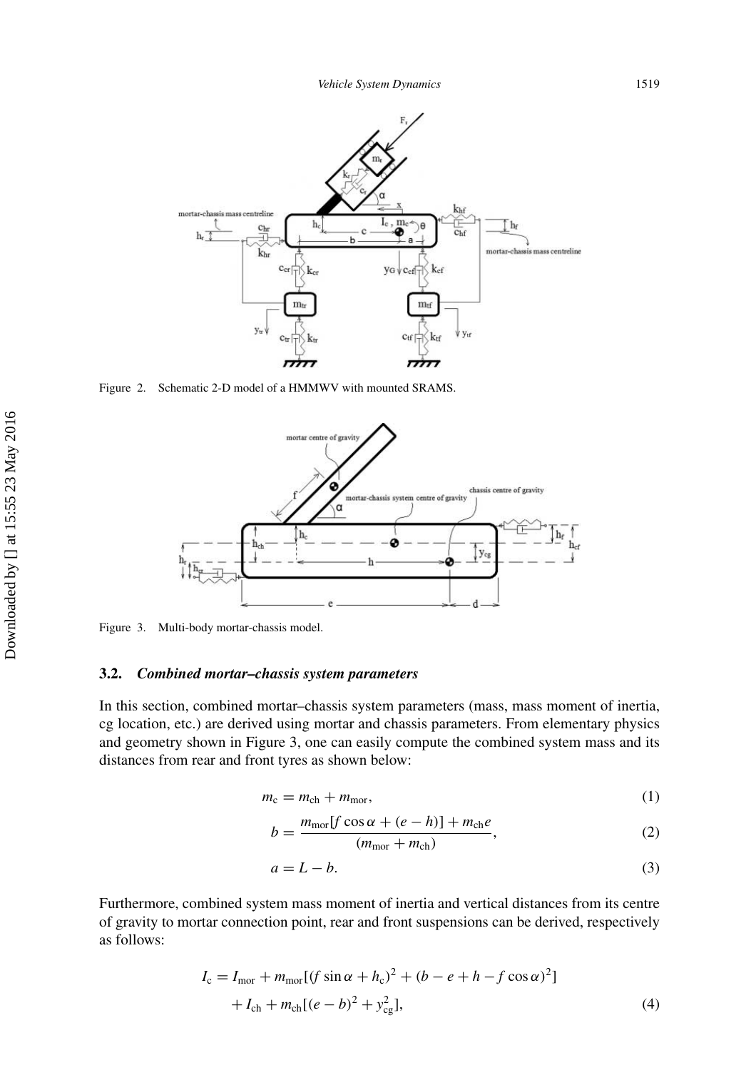Figure 2. Schematic 2-D model of a HMMWV with mounted SRAMS.

Figure 3. Multi-body mortar-chassis model.

### 3.2. *Combined mortar–chassis system parameters*

In this section, combined mortar–chassis system parameters (mass, mass moment of inertia, cg location, etc.) are derived using mortar and chassis parameters. From elementary physics and geometry shown in Figure 3, one can easily compute the combined system mass and its distances from rear and front tyres as shown below:

$$m_c = m_{ch} + m_{mor}, \tag{1}$$

$$b = \frac{m_{mor}[f\cos\alpha + (e - h)] + m_{ch}e}{(m_{mor} + m_{ch})}, \tag{2}$$

$$a = L - b. \tag{3}$$

Furthermore, combined system mass moment of inertia and vertical distances from its centre of gravity to mortar connection point, rear and front suspensions can be derived, respectively as follows:

$$I_c = I_{mor} + m_{mor}[(f\sin\alpha + h_c)^2 + (b - e + h - f\cos\alpha)^2] + I_{ch} + m_{ch}[(e - b)^2 + y_{cg}^2], \tag{4}$$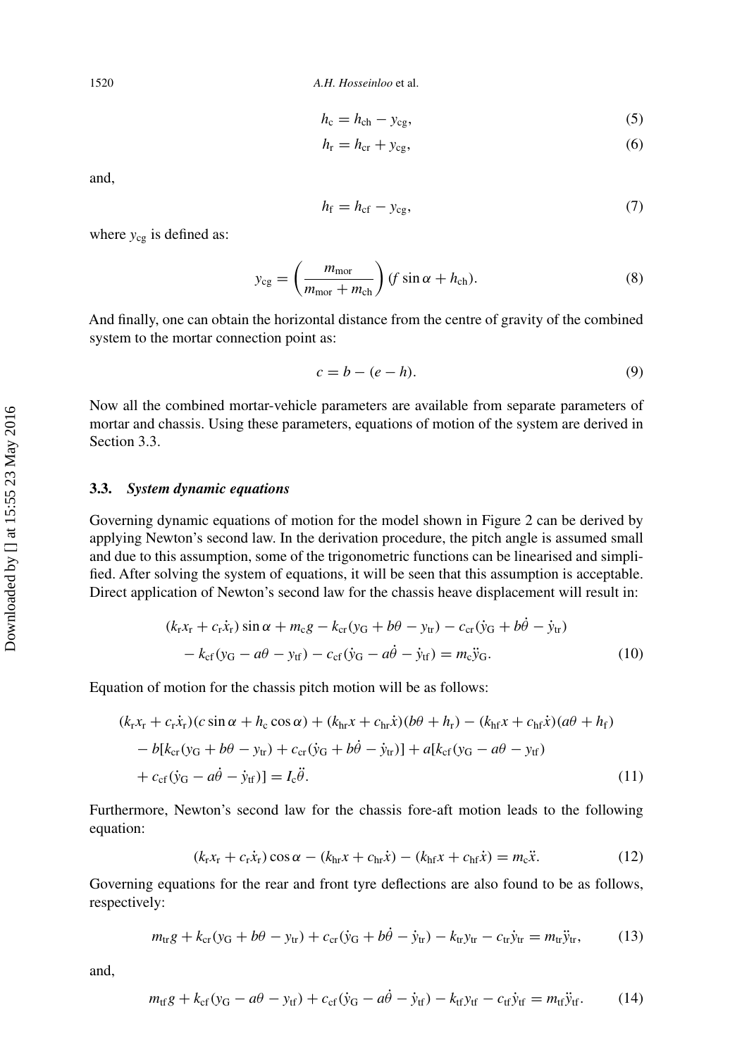$$h_c = h_{ch} - y_{cg}, \tag{5}$$

$$h_r = h_{cr} + y_{cg}, \tag{6}$$

and,

$$h_f = h_{cf} - y_{cg}, \tag{7}$$

where $y_{cg}$ is defined as:

$$y_{cg} = \left(\frac{m_{mor}}{m_{mor} + m_{ch}}\right)(f \sin\alpha + h_{ch}). \tag{8}$$

And finally, one can obtain the horizontal distance from the centre of gravity of the combined system to the mortar connection point as:

$$c = b - (e - h). \tag{9}$$

Now all the combined mortar-vehicle parameters are available from separate parameters of mortar and chassis. Using these parameters, equations of motion of the system are derived in Section 3.3.

### 3.3. *System dynamic equations*

Governing dynamic equations of motion for the model shown in Figure 2 can be derived by applying Newton's second law. In the derivation procedure, the pitch angle is assumed small and due to this assumption, some of the trigonometric functions can be linearised and simplified. After solving the system of equations, it will be seen that this assumption is acceptable. Direct application of Newton's second law for the chassis heave displacement will result in:

$$\begin{aligned}(k_r x_r + c_r \dot{x}_r)\sin\alpha + m_c g - k_{cr}(y_G + b\theta - y_{tr}) - c_{cr}(\dot{y}_G + b\dot{\theta} - \dot{y}_{tr}) \\ - k_{cf}(y_G - a\theta - y_{tf}) - c_{cf}(\dot{y}_G - a\dot{\theta} - \dot{y}_{tf}) = m_c \ddot{y}_G.\end{aligned} \tag{10}$$

Equation of motion for the chassis pitch motion will be as follows:

$$\begin{aligned}&(k_r x_r + c_r \dot{x}_r)(c\sin\alpha + h_c\cos\alpha) + (k_{hr}x + c_{hr}\dot{x})(b\theta + h_r) - (k_{hf}x + c_{hf}\dot{x})(a\theta + h_f) \\ &- b[k_{cr}(y_G + b\theta - y_{tr}) + c_{cr}(\dot{y}_G + b\dot{\theta} - \dot{y}_{tr})] + a[k_{cf}(y_G - a\theta - y_{tf}) \\ &+ c_{cf}(\dot{y}_G - a\dot{\theta} - \dot{y}_{tf})] = I_c\ddot{\theta}.\end{aligned} \tag{11}$$

Furthermore, Newton's second law for the chassis fore-aft motion leads to the following equation:

$$(k_r x_r + c_r \dot{x}_r)\cos\alpha - (k_{hr}x + c_{hr}\dot{x}) - (k_{hf}x + c_{hf}\dot{x}) = m_c\ddot{x}. \tag{12}$$

Governing equations for the rear and front tyre deflections are also found to be as follows, respectively:

$$m_{tr}g + k_{cr}(y_G + b\theta - y_{tr}) + c_{cr}(\dot{y}_G + b\dot{\theta} - \dot{y}_{tr}) - k_{tr}y_{tr} - c_{tr}\dot{y}_{tr} = m_{tr}\ddot{y}_{tr}, \tag{13}$$

and,

$$m_{tf}g + k_{cf}(y_G - a\theta - y_{tf}) + c_{cf}(\dot{y}_G - a\dot{\theta} - \dot{y}_{tf}) - k_{tf}y_{tf} - c_{tf}\dot{y}_{tf} = m_{tf}\ddot{y}_{tf}. \tag{14}$$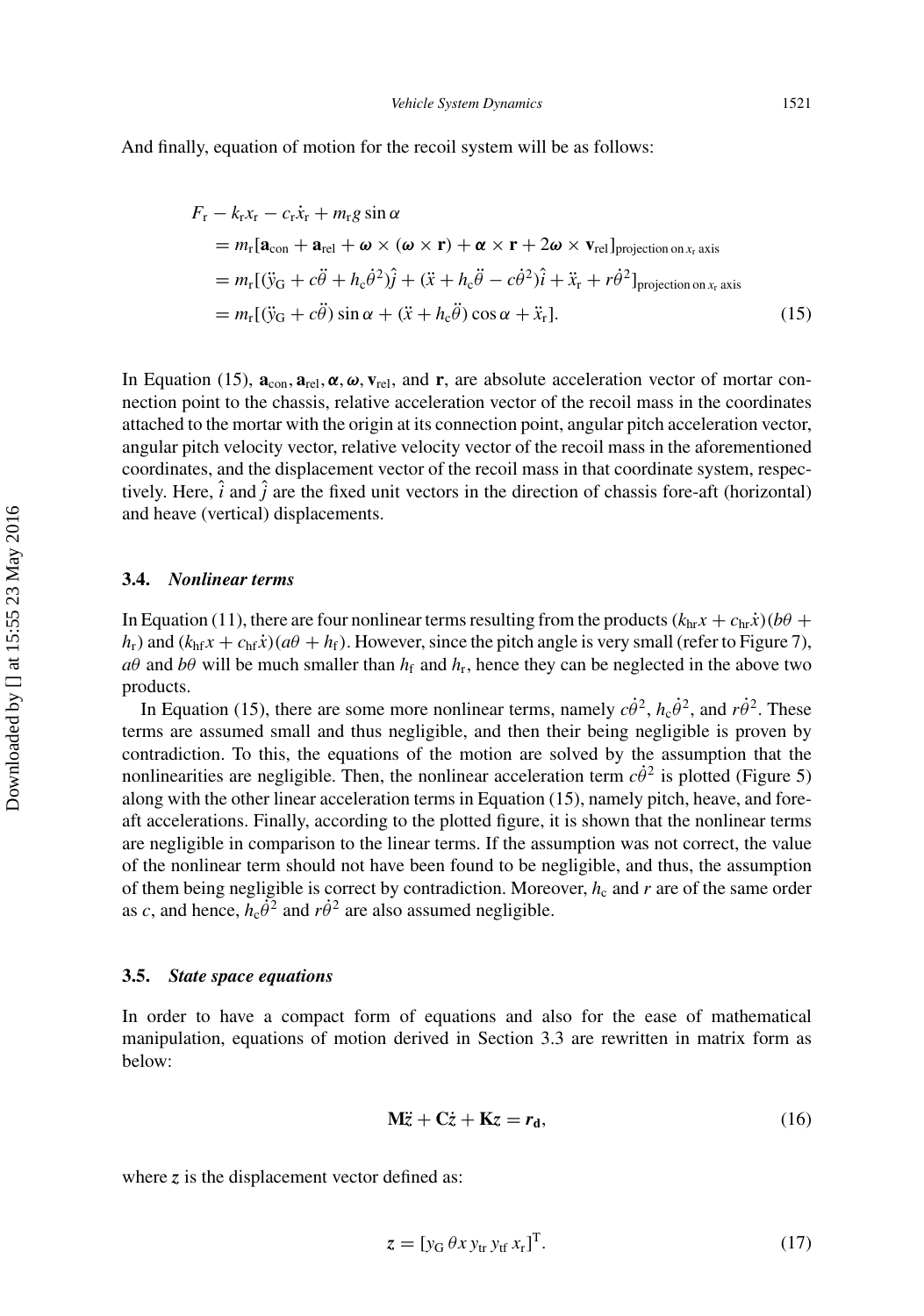And finally, equation of motion for the recoil system will be as follows:

$$
\begin{aligned}
& F_{\mathrm{r}} - k_{\mathrm{r}} x_{\mathrm{r}} - c_{\mathrm{r}} \dot{x}_{\mathrm{r}} + m_{\mathrm{r}} g \sin \alpha \\
& = m_{\mathrm{r}} [\mathbf{a}_{\mathrm{con}} + \mathbf{a}_{\mathrm{rel}} + \boldsymbol{\omega} \times (\boldsymbol{\omega} \times \mathbf{r}) + \boldsymbol{\alpha} \times \mathbf{r} + 2\boldsymbol{\omega} \times \mathbf{v}_{\mathrm{rel}}]_{\text{projection on } x_{\mathrm{r}} \text{ axis}} \\
& = m_{\mathrm{r}} [(\ddot{y}_{\mathrm{G}} + c\ddot{\theta} + h_{\mathrm{c}} \dot{\theta}^2) \hat{j} + (\ddot{x} + h_{\mathrm{c}} \ddot{\theta} - c\dot{\theta}^2) \hat{i} + \ddot{x}_{\mathrm{r}} + r\dot{\theta}^2]_{\text{projection on } x_{\mathrm{r}} \text{ axis}} \\
& = m_{\mathrm{r}} [(\ddot{y}_{\mathrm{G}} + c\ddot{\theta}) \sin \alpha + (\ddot{x} + h_{\mathrm{c}} \ddot{\theta}) \cos \alpha + \ddot{x}_{\mathrm{r}}].
\end{aligned} \tag{15}
$$

In Equation (15), $\mathbf{a}_{\mathrm{con}}, \mathbf{a}_{\mathrm{rel}}, \boldsymbol{\alpha}, \boldsymbol{\omega}, \mathbf{v}_{\mathrm{rel}}$, and $\mathbf{r}$, are absolute acceleration vector of mortar connection point to the chassis, relative acceleration vector of the recoil mass in the coordinates attached to the mortar with the origin at its connection point, angular pitch acceleration vector, angular pitch velocity vector, relative velocity vector of the recoil mass in the aforementioned coordinates, and the displacement vector of the recoil mass in that coordinate system, respectively. Here, $\hat{i}$ and $\hat{j}$ are the fixed unit vectors in the direction of chassis fore-aft (horizontal) and heave (vertical) displacements.

### 3.4. *Nonlinear terms*

In Equation (11), there are four nonlinear terms resulting from the products $(k_{\mathrm{hr}} x + c_{\mathrm{hr}} \dot{x})(b\theta + h_{\mathrm{r}})$ and $(k_{\mathrm{hf}} x + c_{\mathrm{hf}} \dot{x})(a\theta + h_{\mathrm{f}})$. However, since the pitch angle is very small (refer to Figure 7), $a\theta$ and $b\theta$ will be much smaller than $h_{\mathrm{f}}$ and $h_{\mathrm{r}}$, hence they can be neglected in the above two products.

In Equation (15), there are some more nonlinear terms, namely $c\dot{\theta}^2$, $h_{\mathrm{c}}\dot{\theta}^2$, and $r\dot{\theta}^2$. These terms are assumed small and thus negligible, and then their being negligible is proven by contradiction. To this, the equations of the motion are solved by the assumption that the nonlinearities are negligible. Then, the nonlinear acceleration term $c\dot{\theta}^2$ is plotted (Figure 5) along with the other linear acceleration terms in Equation (15), namely pitch, heave, and fore-aft accelerations. Finally, according to the plotted figure, it is shown that the nonlinear terms are negligible in comparison to the linear terms. If the assumption was not correct, the value of the nonlinear term should not have been found to be negligible, and thus, the assumption of them being negligible is correct by contradiction. Moreover, $h_{\mathrm{c}}$ and $r$ are of the same order as $c$, and hence, $h_{\mathrm{c}}\dot{\theta}^2$ and $r\dot{\theta}^2$ are also assumed negligible.

### 3.5. *State space equations*

In order to have a compact form of equations and also for the ease of mathematical manipulation, equations of motion derived in Section 3.3 are rewritten in matrix form as below:

$$
\mathbf{M}\ddot{z} + \mathbf{C}\dot{z} + \mathbf{K}z = \boldsymbol{r}_{\mathbf{d}}, \tag{16}
$$

where $z$ is the displacement vector defined as:

$$
z = [y_{\mathrm{G}}\ \theta\ x\ y_{\mathrm{tr}}\ y_{\mathrm{tf}}\ x_{\mathrm{r}}]^{\mathrm{T}}. \tag{17}
$$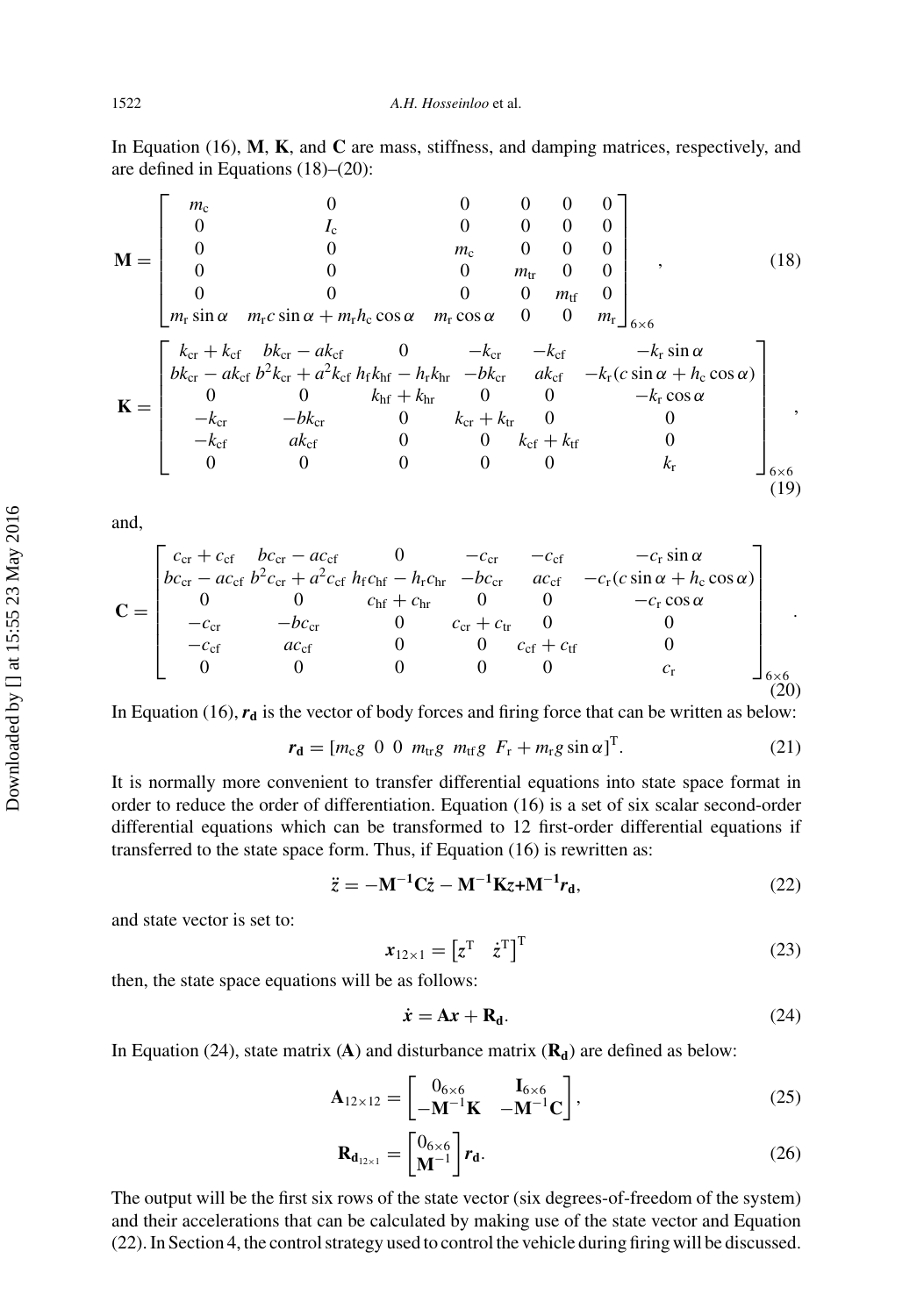In Equation (16), **M**, **K**, and **C** are mass, stiffness, and damping matrices, respectively, and are defined in Equations (18)–(20):

$$
\mathbf{M}=\begin{bmatrix} m_c & 0 & 0 & 0 & 0 & 0 \\ 0 & I_c & 0 & 0 & 0 & 0 \\ 0 & 0 & m_c & 0 & 0 & 0 \\ 0 & 0 & 0 & m_{tr} & 0 & 0 \\ 0 & 0 & 0 & 0 & m_{tf} & 0 \\ m_r \sin\alpha & m_r c \sin\alpha + m_r h_c \cos\alpha & m_r \cos\alpha & 0 & 0 & m_r \end{bmatrix}_{6\times 6}, \tag{18}
$$

$$
\mathbf{K}=\begin{bmatrix} k_{cr}+k_{cf} & bk_{cr}-ak_{cf} & 0 & -k_{cr} & -k_{cf} & -k_r \sin\alpha \\ bk_{cr}-ak_{cf} & b^2k_{cr}+a^2k_{cf} & h_f k_{hf}-h_r k_{hr} & -bk_{cr} & ak_{cf} & -k_r(c\sin\alpha+h_c\cos\alpha) \\ 0 & 0 & k_{hf}+k_{hr} & 0 & 0 & -k_r\cos\alpha \\ -k_{cr} & -bk_{cr} & 0 & k_{cr}+k_{tr} & 0 & 0 \\ -k_{cf} & ak_{cf} & 0 & 0 & k_{cf}+k_{tf} & 0 \\ 0 & 0 & 0 & 0 & 0 & k_r \end{bmatrix}_{6\times 6}, \tag{19}
$$

and,

$$
\mathbf{C}=\begin{bmatrix} c_{cr}+c_{cf} & bc_{cr}-ac_{cf} & 0 & -c_{cr} & -c_{cf} & -c_r \sin\alpha \\ bc_{cr}-ac_{cf} & b^2c_{cr}+a^2c_{cf} & h_f c_{hf}-h_r c_{hr} & -bc_{cr} & ac_{cf} & -c_r(c\sin\alpha+h_c\cos\alpha) \\ 0 & 0 & c_{hf}+c_{hr} & 0 & 0 & -c_r\cos\alpha \\ -c_{cr} & -bc_{cr} & 0 & c_{cr}+c_{tr} & 0 & 0 \\ -c_{cf} & ac_{cf} & 0 & 0 & c_{cf}+c_{tf} & 0 \\ 0 & 0 & 0 & 0 & 0 & c_r \end{bmatrix}_{6\times 6}. \tag{20}
$$

In Equation (16), $\boldsymbol{r_d}$ is the vector of body forces and firing force that can be written as below:

$$
\boldsymbol{r_d}=[m_c g \;\; 0 \;\; 0 \;\; m_{tr} g \;\; m_{tf} g \;\; F_r + m_r g \sin\alpha]^{\mathrm{T}}. \tag{21}
$$

It is normally more convenient to transfer differential equations into state space format in order to reduce the order of differentiation. Equation (16) is a set of six scalar second-order differential equations which can be transformed to 12 first-order differential equations if transferred to the state space form. Thus, if Equation (16) is rewritten as:

$$
\ddot{z} = -\mathbf{M^{-1}C}\dot{z} - \mathbf{M^{-1}K}z + \mathbf{M^{-1}}\boldsymbol{r_d}, \tag{22}
$$

and state vector is set to:

$$
\boldsymbol{x}_{12\times 1}=\begin{bmatrix} z^{\mathrm{T}} & \dot{z}^{\mathrm{T}} \end{bmatrix}^{\mathrm{T}} \tag{23}
$$

then, the state space equations will be as follows:

$$
\dot{\boldsymbol{x}} = \mathbf{A}\boldsymbol{x} + \mathbf{R_d}. \tag{24}
$$

In Equation (24), state matrix (**A**) and disturbance matrix ($\mathbf{R_d}$) are defined as below:

$$
\mathbf{A}_{12\times 12}=\begin{bmatrix} 0_{6\times 6} & \mathbf{I}_{6\times 6} \\ -\mathbf{M}^{-1}\mathbf{K} & -\mathbf{M}^{-1}\mathbf{C} \end{bmatrix}, \tag{25}
$$

$$
\mathbf{R}_{\mathbf{d}_{12\times 1}}=\begin{bmatrix} 0_{6\times 6} \\ \mathbf{M}^{-1} \end{bmatrix}\boldsymbol{r_d}. \tag{26}
$$

The output will be the first six rows of the state vector (six degrees-of-freedom of the system) and their accelerations that can be calculated by making use of the state vector and Equation (22). In Section 4, the control strategy used to control the vehicle during firing will be discussed.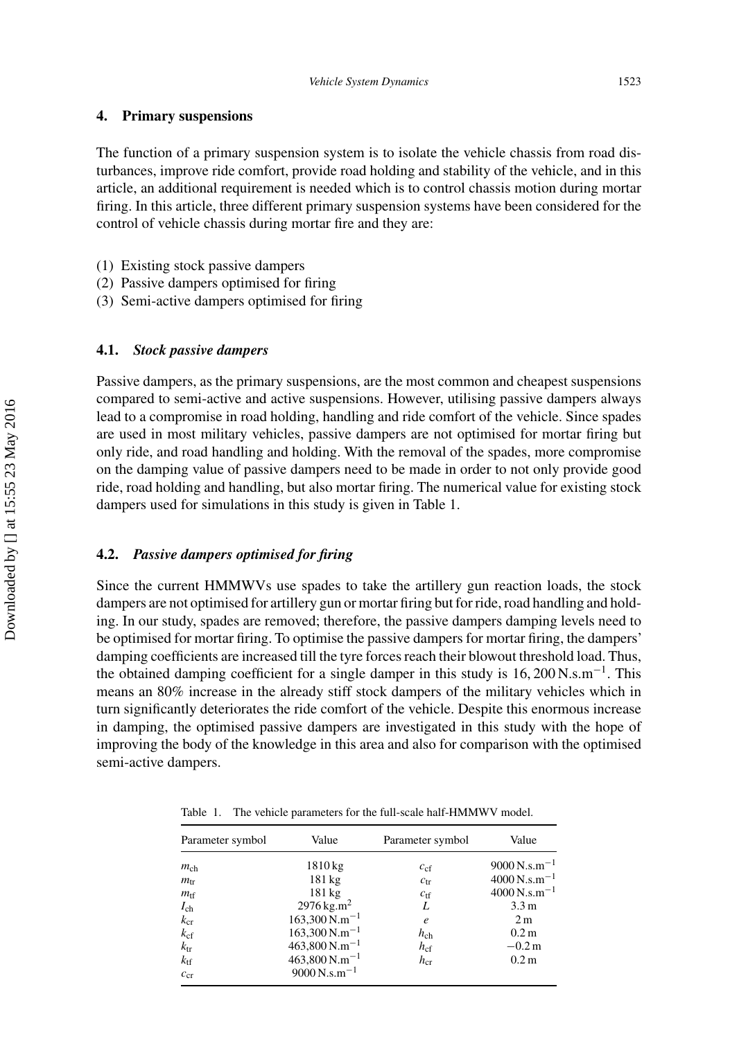## 4. Primary suspensions

The function of a primary suspension system is to isolate the vehicle chassis from road disturbances, improve ride comfort, provide road holding and stability of the vehicle, and in this article, an additional requirement is needed which is to control chassis motion during mortar firing. In this article, three different primary suspension systems have been considered for the control of vehicle chassis during mortar fire and they are:

(1) Existing stock passive dampers
(2) Passive dampers optimised for firing
(3) Semi-active dampers optimised for firing

### 4.1. *Stock passive dampers*

Passive dampers, as the primary suspensions, are the most common and cheapest suspensions compared to semi-active and active suspensions. However, utilising passive dampers always lead to a compromise in road holding, handling and ride comfort of the vehicle. Since spades are used in most military vehicles, passive dampers are not optimised for mortar firing but only ride, and road handling and holding. With the removal of the spades, more compromise on the damping value of passive dampers need to be made in order to not only provide good ride, road holding and handling, but also mortar firing. The numerical value for existing stock dampers used for simulations in this study is given in Table 1.

### 4.2. *Passive dampers optimised for firing*

Since the current HMMWVs use spades to take the artillery gun reaction loads, the stock dampers are not optimised for artillery gun or mortar firing but for ride, road handling and holding. In our study, spades are removed; therefore, the passive dampers damping levels need to be optimised for mortar firing. To optimise the passive dampers for mortar firing, the dampers' damping coefficients are increased till the tyre forces reach their blowout threshold load. Thus, the obtained damping coefficient for a single damper in this study is $16,200\,\mathrm{N.s.m^{-1}}$. This means an 80% increase in the already stiff stock dampers of the military vehicles which in turn significantly deteriorates the ride comfort of the vehicle. Despite this enormous increase in damping, the optimised passive dampers are investigated in this study with the hope of improving the body of the knowledge in this area and also for comparison with the optimised semi-active dampers.

Table 1. The vehicle parameters for the full-scale half-HMMWV model.

| Parameter symbol | Value | Parameter symbol | Value |
|---|---|---|---|
| $m_{\mathrm{ch}}$ | 1810 kg | $c_{\mathrm{cf}}$ | $9000\,\mathrm{N.s.m^{-1}}$ |
| $m_{\mathrm{tr}}$ | 181 kg | $c_{\mathrm{tr}}$ | $4000\,\mathrm{N.s.m^{-1}}$ |
| $m_{\mathrm{tf}}$ | 181 kg | $c_{\mathrm{tf}}$ | $4000\,\mathrm{N.s.m^{-1}}$ |
| $I_{\mathrm{ch}}$ | $2976\,\mathrm{kg.m^2}$ | $L$ | 3.3 m |
| $k_{\mathrm{cr}}$ | $163{,}300\,\mathrm{N.m^{-1}}$ | $e$ | 2 m |
| $k_{\mathrm{cf}}$ | $163{,}300\,\mathrm{N.m^{-1}}$ | $h_{\mathrm{ch}}$ | 0.2 m |
| $k_{\mathrm{tr}}$ | $463{,}800\,\mathrm{N.m^{-1}}$ | $h_{\mathrm{cf}}$ | −0.2 m |
| $k_{\mathrm{tf}}$ | $463{,}800\,\mathrm{N.m^{-1}}$ | $h_{\mathrm{cr}}$ | 0.2 m |
| $c_{\mathrm{cr}}$ | $9000\,\mathrm{N.s.m^{-1}}$ | | |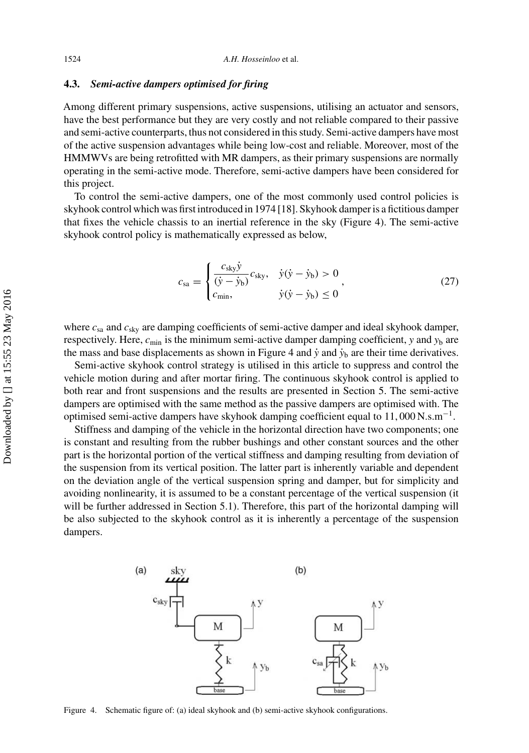### 4.3. *Semi-active dampers optimised for firing*

Among different primary suspensions, active suspensions, utilising an actuator and sensors, have the best performance but they are very costly and not reliable compared to their passive and semi-active counterparts, thus not considered in this study. Semi-active dampers have most of the active suspension advantages while being low-cost and reliable. Moreover, most of the HMMWVs are being retrofitted with MR dampers, as their primary suspensions are normally operating in the semi-active mode. Therefore, semi-active dampers have been considered for this project.

To control the semi-active dampers, one of the most commonly used control policies is skyhook control which was first introduced in 1974 [18]. Skyhook damper is a fictitious damper that fixes the vehicle chassis to an inertial reference in the sky (Figure 4). The semi-active skyhook control policy is mathematically expressed as below,

$$c_{\text{sa}} = \begin{cases} \dfrac{c_{\text{sky}}\dot{y}}{(\dot{y} - \dot{y}_{\text{b}})} c_{\text{sky}}, & \dot{y}(\dot{y} - \dot{y}_{\text{b}}) > 0 \\ c_{\min}, & \dot{y}(\dot{y} - \dot{y}_{\text{b}}) \leq 0 \end{cases}, \tag{27}$$

where $c_{\text{sa}}$ and $c_{\text{sky}}$ are damping coefficients of semi-active damper and ideal skyhook damper, respectively. Here, $c_{\min}$ is the minimum semi-active damper damping coefficient, $y$ and $y_{\text{b}}$ are the mass and base displacements as shown in Figure 4 and $\dot{y}$ and $\dot{y}_{\text{b}}$ are their time derivatives.

Semi-active skyhook control strategy is utilised in this article to suppress and control the vehicle motion during and after mortar firing. The continuous skyhook control is applied to both rear and front suspensions and the results are presented in Section 5. The semi-active dampers are optimised with the same method as the passive dampers are optimised with. The optimised semi-active dampers have skyhook damping coefficient equal to $11,000\,\text{N.s.m}^{-1}$.

Stiffness and damping of the vehicle in the horizontal direction have two components; one is constant and resulting from the rubber bushings and other constant sources and the other part is the horizontal portion of the vertical stiffness and damping resulting from deviation of the suspension from its vertical position. The latter part is inherently variable and dependent on the deviation angle of the vertical suspension spring and damper, but for simplicity and avoiding nonlinearity, it is assumed to be a constant percentage of the vertical suspension (it will be further addressed in Section 5.1). Therefore, this part of the horizontal damping will be also subjected to the skyhook control as it is inherently a percentage of the suspension dampers.

Figure 4. Schematic figure of: (a) ideal skyhook and (b) semi-active skyhook configurations.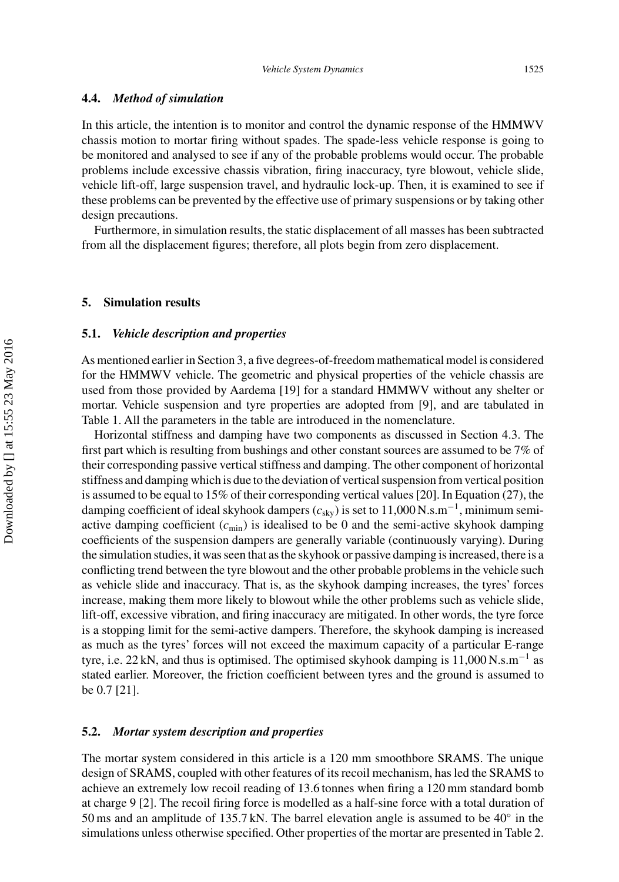### 4.4. *Method of simulation*

In this article, the intention is to monitor and control the dynamic response of the HMMWV chassis motion to mortar firing without spades. The spade-less vehicle response is going to be monitored and analysed to see if any of the probable problems would occur. The probable problems include excessive chassis vibration, firing inaccuracy, tyre blowout, vehicle slide, vehicle lift-off, large suspension travel, and hydraulic lock-up. Then, it is examined to see if these problems can be prevented by the effective use of primary suspensions or by taking other design precautions.

Furthermore, in simulation results, the static displacement of all masses has been subtracted from all the displacement figures; therefore, all plots begin from zero displacement.

## 5. Simulation results

### 5.1. *Vehicle description and properties*

As mentioned earlier in Section 3, a five degrees-of-freedom mathematical model is considered for the HMMWV vehicle. The geometric and physical properties of the vehicle chassis are used from those provided by Aardema [19] for a standard HMMWV without any shelter or mortar. Vehicle suspension and tyre properties are adopted from [9], and are tabulated in Table 1. All the parameters in the table are introduced in the nomenclature.

Horizontal stiffness and damping have two components as discussed in Section 4.3. The first part which is resulting from bushings and other constant sources are assumed to be 7% of their corresponding passive vertical stiffness and damping. The other component of horizontal stiffness and damping which is due to the deviation of vertical suspension from vertical position is assumed to be equal to 15% of their corresponding vertical values [20]. In Equation (27), the damping coefficient of ideal skyhook dampers ($c_{\text{sky}}$) is set to 11,000 N.s.m$^{-1}$, minimum semi-active damping coefficient ($c_{\text{min}}$) is idealised to be 0 and the semi-active skyhook damping coefficients of the suspension dampers are generally variable (continuously varying). During the simulation studies, it was seen that as the skyhook or passive damping is increased, there is a conflicting trend between the tyre blowout and the other probable problems in the vehicle such as vehicle slide and inaccuracy. That is, as the skyhook damping increases, the tyres' forces increase, making them more likely to blowout while the other problems such as vehicle slide, lift-off, excessive vibration, and firing inaccuracy are mitigated. In other words, the tyre force is a stopping limit for the semi-active dampers. Therefore, the skyhook damping is increased as much as the tyres' forces will not exceed the maximum capacity of a particular E-range tyre, i.e. 22 kN, and thus is optimised. The optimised skyhook damping is 11,000 N.s.m$^{-1}$ as stated earlier. Moreover, the friction coefficient between tyres and the ground is assumed to be 0.7 [21].

### 5.2. *Mortar system description and properties*

The mortar system considered in this article is a 120 mm smoothbore SRAMS. The unique design of SRAMS, coupled with other features of its recoil mechanism, has led the SRAMS to achieve an extremely low recoil reading of 13.6 tonnes when firing a 120 mm standard bomb at charge 9 [2]. The recoil firing force is modelled as a half-sine force with a total duration of 50 ms and an amplitude of 135.7 kN. The barrel elevation angle is assumed to be 40° in the simulations unless otherwise specified. Other properties of the mortar are presented in Table 2.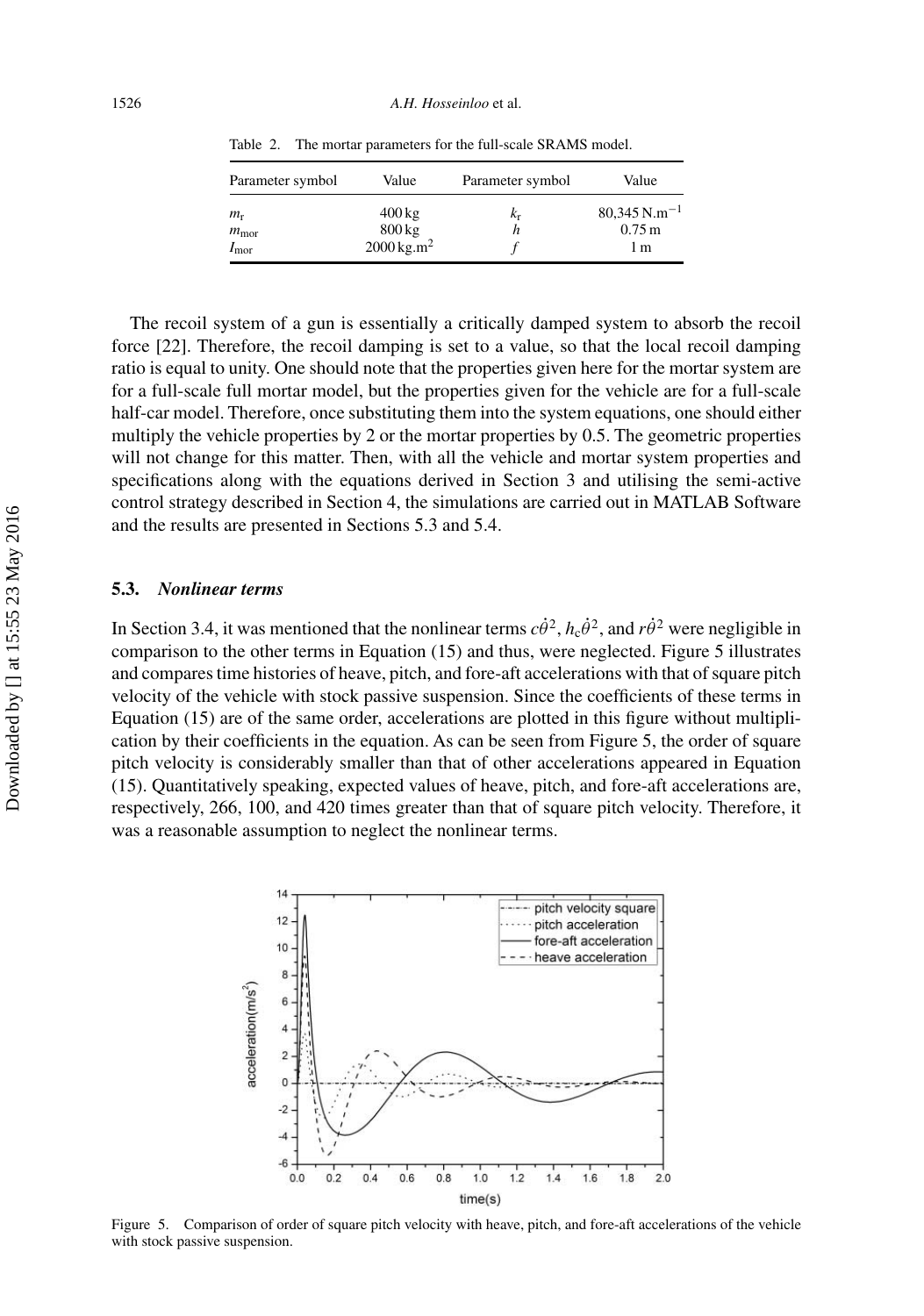Table 2. The mortar parameters for the full-scale SRAMS model.

| Parameter symbol | Value | Parameter symbol | Value |
|---|---|---|---|
| $m_r$ | 400 kg | $k_r$ | 80,345 N.m$^{-1}$ |
| $m_{mor}$ | 800 kg | $h$ | 0.75 m |
| $I_{mor}$ | 2000 kg.m$^2$ | $f$ | 1 m |

The recoil system of a gun is essentially a critically damped system to absorb the recoil force [22]. Therefore, the recoil damping is set to a value, so that the local recoil damping ratio is equal to unity. One should note that the properties given here for the mortar system are for a full-scale full mortar model, but the properties given for the vehicle are for a full-scale half-car model. Therefore, once substituting them into the system equations, one should either multiply the vehicle properties by 2 or the mortar properties by 0.5. The geometric properties will not change for this matter. Then, with all the vehicle and mortar system properties and specifications along with the equations derived in Section 3 and utilising the semi-active control strategy described in Section 4, the simulations are carried out in MATLAB Software and the results are presented in Sections 5.3 and 5.4.

### 5.3. *Nonlinear terms*

In Section 3.4, it was mentioned that the nonlinear terms $c\dot{\theta}^2$, $h_c\dot{\theta}^2$, and $r\dot{\theta}^2$ were negligible in comparison to the other terms in Equation (15) and thus, were neglected. Figure 5 illustrates and compares time histories of heave, pitch, and fore-aft accelerations with that of square pitch velocity of the vehicle with stock passive suspension. Since the coefficients of these terms in Equation (15) are of the same order, accelerations are plotted in this figure without multiplication by their coefficients in the equation. As can be seen from Figure 5, the order of square pitch velocity is considerably smaller than that of other accelerations appeared in Equation (15). Quantitatively speaking, expected values of heave, pitch, and fore-aft accelerations are, respectively, 266, 100, and 420 times greater than that of square pitch velocity. Therefore, it was a reasonable assumption to neglect the nonlinear terms.

Figure 5. Comparison of order of square pitch velocity with heave, pitch, and fore-aft accelerations of the vehicle with stock passive suspension.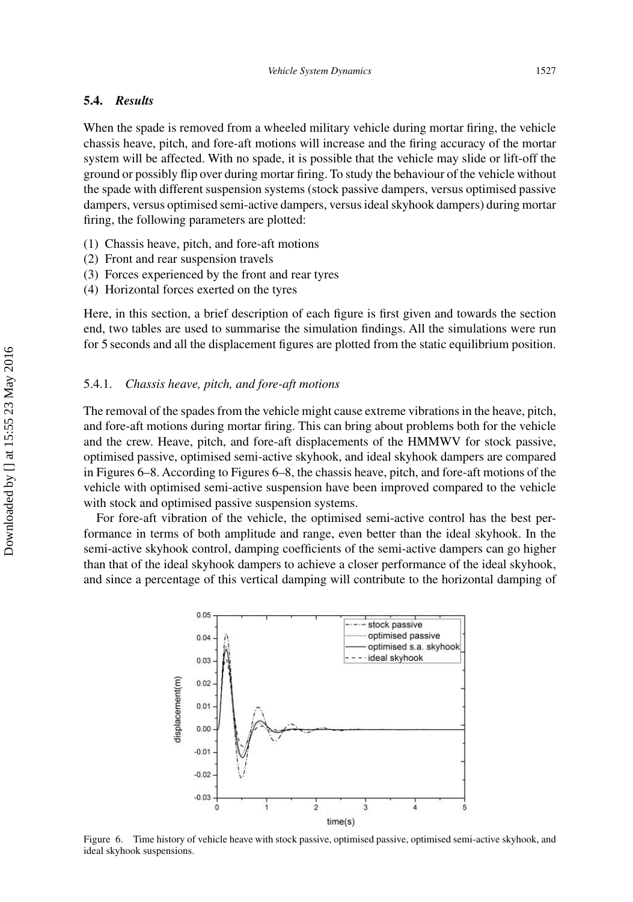### 5.4. *Results*

When the spade is removed from a wheeled military vehicle during mortar firing, the vehicle chassis heave, pitch, and fore-aft motions will increase and the firing accuracy of the mortar system will be affected. With no spade, it is possible that the vehicle may slide or lift-off the ground or possibly flip over during mortar firing. To study the behaviour of the vehicle without the spade with different suspension systems (stock passive dampers, versus optimised passive dampers, versus optimised semi-active dampers, versus ideal skyhook dampers) during mortar firing, the following parameters are plotted:

(1) Chassis heave, pitch, and fore-aft motions
(2) Front and rear suspension travels
(3) Forces experienced by the front and rear tyres
(4) Horizontal forces exerted on the tyres

Here, in this section, a brief description of each figure is first given and towards the section end, two tables are used to summarise the simulation findings. All the simulations were run for 5 seconds and all the displacement figures are plotted from the static equilibrium position.

#### 5.4.1. *Chassis heave, pitch, and fore-aft motions*

The removal of the spades from the vehicle might cause extreme vibrations in the heave, pitch, and fore-aft motions during mortar firing. This can bring about problems both for the vehicle and the crew. Heave, pitch, and fore-aft displacements of the HMMWV for stock passive, optimised passive, optimised semi-active skyhook, and ideal skyhook dampers are compared in Figures 6–8. According to Figures 6–8, the chassis heave, pitch, and fore-aft motions of the vehicle with optimised semi-active suspension have been improved compared to the vehicle with stock and optimised passive suspension systems.

For fore-aft vibration of the vehicle, the optimised semi-active control has the best performance in terms of both amplitude and range, even better than the ideal skyhook. In the semi-active skyhook control, damping coefficients of the semi-active dampers can go higher than that of the ideal skyhook dampers to achieve a closer performance of the ideal skyhook, and since a percentage of this vertical damping will contribute to the horizontal damping of

Figure 6. Time history of vehicle heave with stock passive, optimised passive, optimised semi-active skyhook, and ideal skyhook suspensions.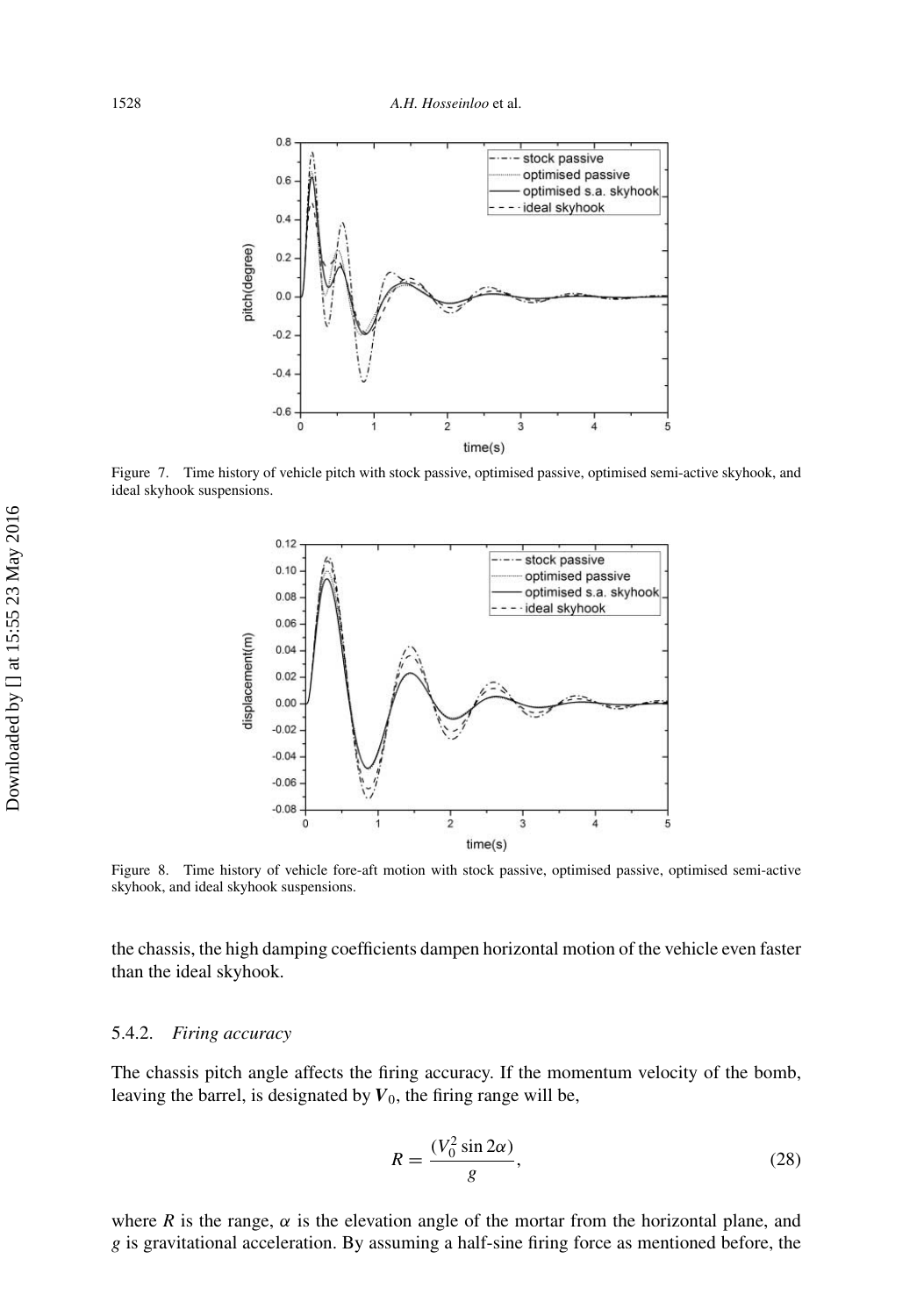Figure 7. Time history of vehicle pitch with stock passive, optimised passive, optimised semi-active skyhook, and ideal skyhook suspensions.

Figure 8. Time history of vehicle fore-aft motion with stock passive, optimised passive, optimised semi-active skyhook, and ideal skyhook suspensions.

the chassis, the high damping coefficients dampen horizontal motion of the vehicle even faster than the ideal skyhook.

### 5.4.2. *Firing accuracy*

The chassis pitch angle affects the firing accuracy. If the momentum velocity of the bomb, leaving the barrel, is designated by $\boldsymbol{V}_0$, the firing range will be,

$$R = \frac{(V_0^2 \sin 2\alpha)}{g}, \tag{28}$$

where $R$ is the range, $\alpha$ is the elevation angle of the mortar from the horizontal plane, and $g$ is gravitational acceleration. By assuming a half-sine firing force as mentioned before, the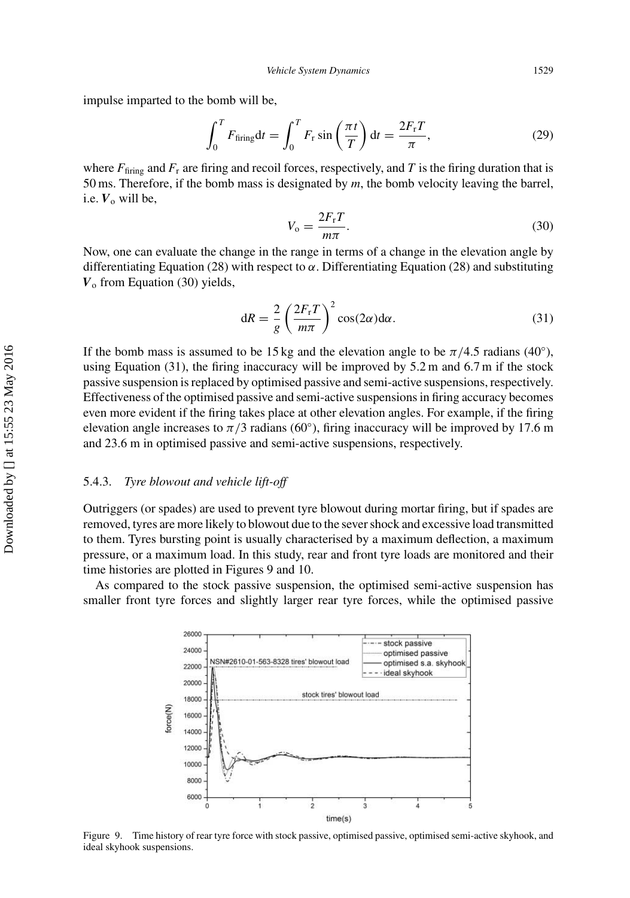impulse imparted to the bomb will be,

$$\int_0^T F_{\text{firing}} \mathrm{d}t = \int_0^T F_{\text{r}} \sin\left(\frac{\pi t}{T}\right) \mathrm{d}t = \frac{2F_{\text{r}}T}{\pi}, \tag{29}$$

where $F_{\text{firing}}$ and $F_{\text{r}}$ are firing and recoil forces, respectively, and $T$ is the firing duration that is 50 ms. Therefore, if the bomb mass is designated by $m$, the bomb velocity leaving the barrel, i.e. $\boldsymbol{V}_{\text{o}}$ will be,

$$V_{\text{o}} = \frac{2F_{\text{r}}T}{m\pi}. \tag{30}$$

Now, one can evaluate the change in the range in terms of a change in the elevation angle by differentiating Equation (28) with respect to $\alpha$. Differentiating Equation (28) and substituting $\boldsymbol{V}_{\text{o}}$ from Equation (30) yields,

$$\mathrm{d}R = \frac{2}{g}\left(\frac{2F_{\text{r}}T}{m\pi}\right)^2 \cos(2\alpha)\mathrm{d}\alpha. \tag{31}$$

If the bomb mass is assumed to be 15 kg and the elevation angle to be $\pi/4.5$ radians (40°), using Equation (31), the firing inaccuracy will be improved by 5.2 m and 6.7 m if the stock passive suspension is replaced by optimised passive and semi-active suspensions, respectively. Effectiveness of the optimised passive and semi-active suspensions in firing accuracy becomes even more evident if the firing takes place at other elevation angles. For example, if the firing elevation angle increases to $\pi/3$ radians (60°), firing inaccuracy will be improved by 17.6 m and 23.6 m in optimised passive and semi-active suspensions, respectively.

### 5.4.3. *Tyre blowout and vehicle lift-off*

Outriggers (or spades) are used to prevent tyre blowout during mortar firing, but if spades are removed, tyres are more likely to blowout due to the sever shock and excessive load transmitted to them. Tyres bursting point is usually characterised by a maximum deflection, a maximum pressure, or a maximum load. In this study, rear and front tyre loads are monitored and their time histories are plotted in Figures 9 and 10.

As compared to the stock passive suspension, the optimised semi-active suspension has smaller front tyre forces and slightly larger rear tyre forces, while the optimised passive

Figure 9. Time history of rear tyre force with stock passive, optimised passive, optimised semi-active skyhook, and ideal skyhook suspensions.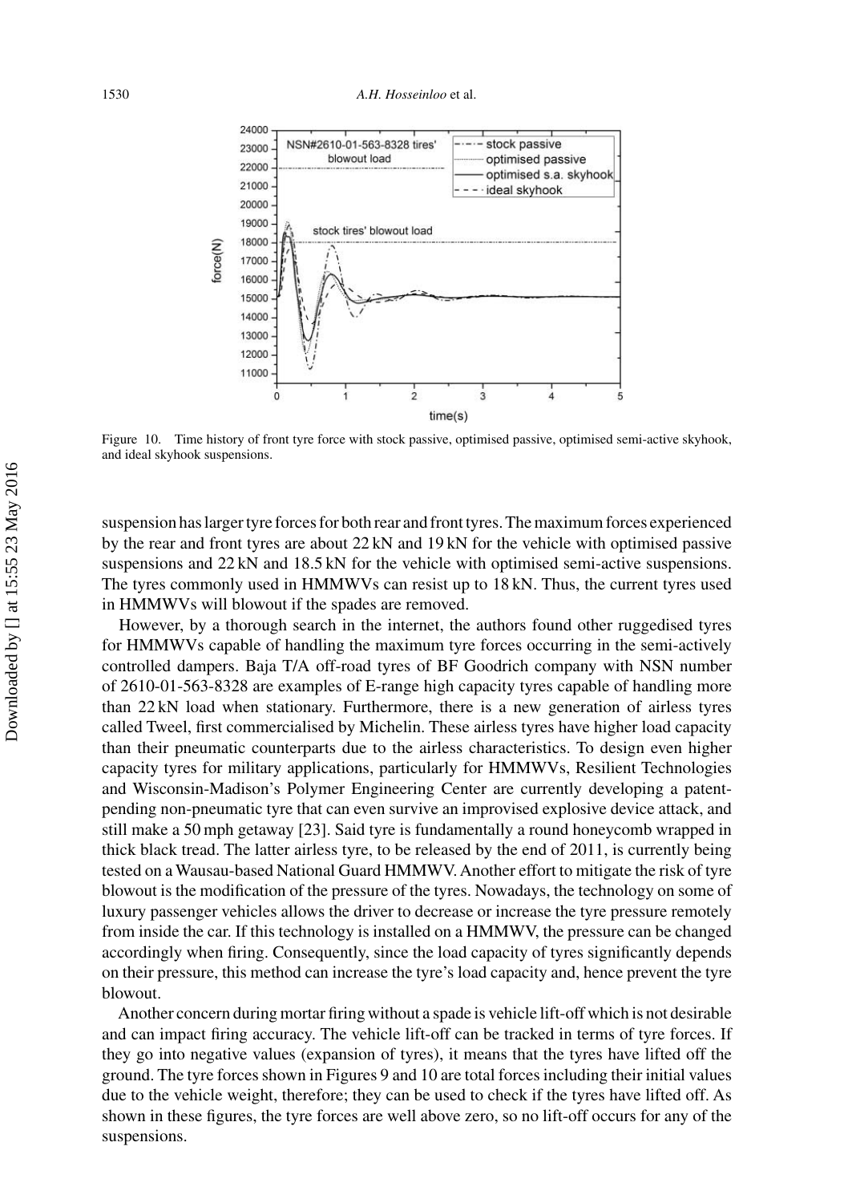Figure 10. Time history of front tyre force with stock passive, optimised passive, optimised semi-active skyhook, and ideal skyhook suspensions.

suspension has larger tyre forces for both rear and front tyres. The maximum forces experienced by the rear and front tyres are about 22 kN and 19 kN for the vehicle with optimised passive suspensions and 22 kN and 18.5 kN for the vehicle with optimised semi-active suspensions. The tyres commonly used in HMMWVs can resist up to 18 kN. Thus, the current tyres used in HMMWVs will blowout if the spades are removed.

However, by a thorough search in the internet, the authors found other ruggedised tyres for HMMWVs capable of handling the maximum tyre forces occurring in the semi-actively controlled dampers. Baja T/A off-road tyres of BF Goodrich company with NSN number of 2610-01-563-8328 are examples of E-range high capacity tyres capable of handling more than 22 kN load when stationary. Furthermore, there is a new generation of airless tyres called Tweel, first commercialised by Michelin. These airless tyres have higher load capacity than their pneumatic counterparts due to the airless characteristics. To design even higher capacity tyres for military applications, particularly for HMMWVs, Resilient Technologies and Wisconsin-Madison's Polymer Engineering Center are currently developing a patent-pending non-pneumatic tyre that can even survive an improvised explosive device attack, and still make a 50 mph getaway [23]. Said tyre is fundamentally a round honeycomb wrapped in thick black tread. The latter airless tyre, to be released by the end of 2011, is currently being tested on a Wausau-based National Guard HMMWV. Another effort to mitigate the risk of tyre blowout is the modification of the pressure of the tyres. Nowadays, the technology on some of luxury passenger vehicles allows the driver to decrease or increase the tyre pressure remotely from inside the car. If this technology is installed on a HMMWV, the pressure can be changed accordingly when firing. Consequently, since the load capacity of tyres significantly depends on their pressure, this method can increase the tyre's load capacity and, hence prevent the tyre blowout.

Another concern during mortar firing without a spade is vehicle lift-off which is not desirable and can impact firing accuracy. The vehicle lift-off can be tracked in terms of tyre forces. If they go into negative values (expansion of tyres), it means that the tyres have lifted off the ground. The tyre forces shown in Figures 9 and 10 are total forces including their initial values due to the vehicle weight, therefore; they can be used to check if the tyres have lifted off. As shown in these figures, the tyre forces are well above zero, so no lift-off occurs for any of the suspensions.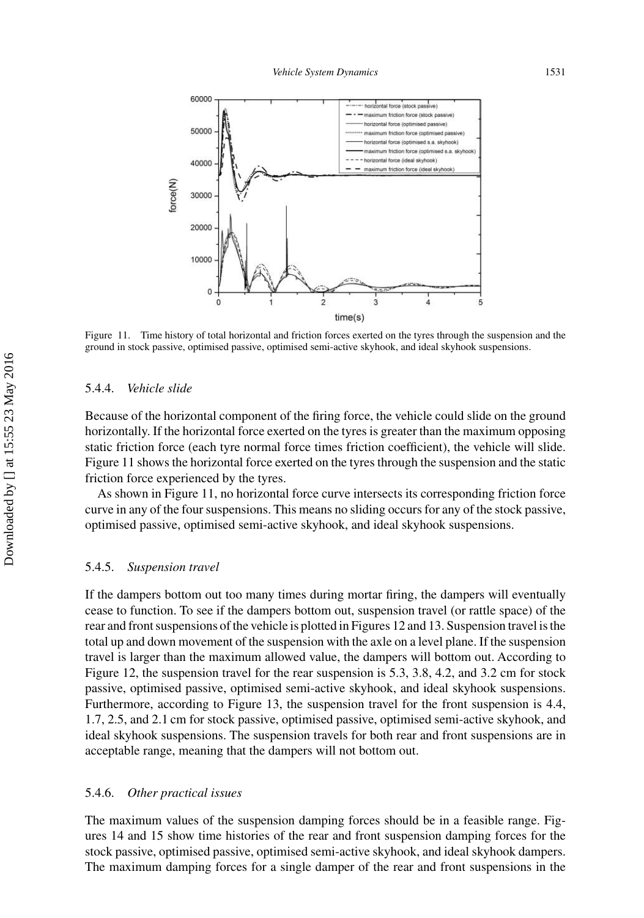Figure 11. Time history of total horizontal and friction forces exerted on the tyres through the suspension and the ground in stock passive, optimised passive, optimised semi-active skyhook, and ideal skyhook suspensions.

### 5.4.4. *Vehicle slide*

Because of the horizontal component of the firing force, the vehicle could slide on the ground horizontally. If the horizontal force exerted on the tyres is greater than the maximum opposing static friction force (each tyre normal force times friction coefficient), the vehicle will slide. Figure 11 shows the horizontal force exerted on the tyres through the suspension and the static friction force experienced by the tyres.

As shown in Figure 11, no horizontal force curve intersects its corresponding friction force curve in any of the four suspensions. This means no sliding occurs for any of the stock passive, optimised passive, optimised semi-active skyhook, and ideal skyhook suspensions.

### 5.4.5. *Suspension travel*

If the dampers bottom out too many times during mortar firing, the dampers will eventually cease to function. To see if the dampers bottom out, suspension travel (or rattle space) of the rear and front suspensions of the vehicle is plotted in Figures 12 and 13. Suspension travel is the total up and down movement of the suspension with the axle on a level plane. If the suspension travel is larger than the maximum allowed value, the dampers will bottom out. According to Figure 12, the suspension travel for the rear suspension is 5.3, 3.8, 4.2, and 3.2 cm for stock passive, optimised passive, optimised semi-active skyhook, and ideal skyhook suspensions. Furthermore, according to Figure 13, the suspension travel for the front suspension is 4.4, 1.7, 2.5, and 2.1 cm for stock passive, optimised passive, optimised semi-active skyhook, and ideal skyhook suspensions. The suspension travels for both rear and front suspensions are in acceptable range, meaning that the dampers will not bottom out.

### 5.4.6. *Other practical issues*

The maximum values of the suspension damping forces should be in a feasible range. Figures 14 and 15 show time histories of the rear and front suspension damping forces for the stock passive, optimised passive, optimised semi-active skyhook, and ideal skyhook dampers. The maximum damping forces for a single damper of the rear and front suspensions in the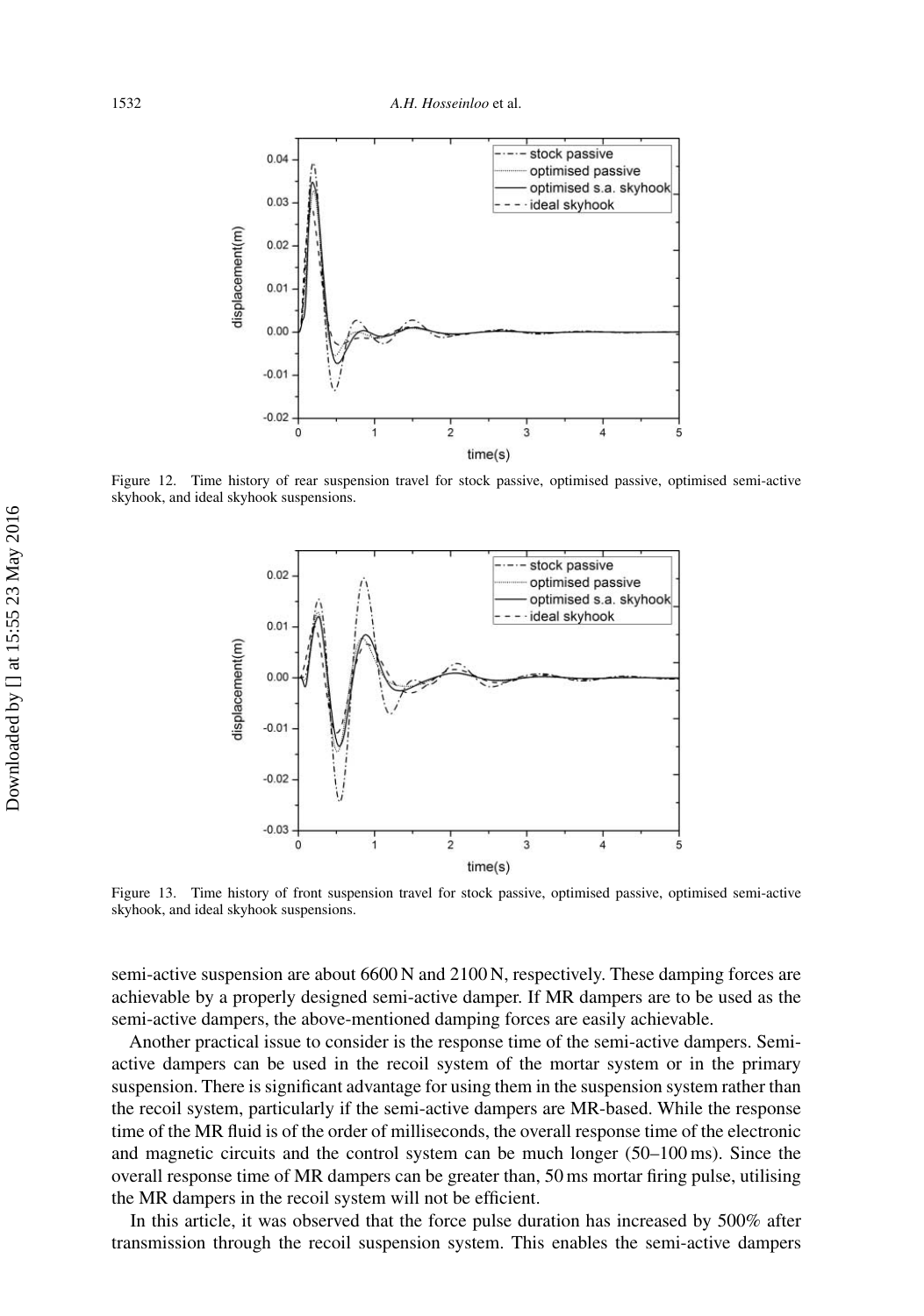Figure 12. Time history of rear suspension travel for stock passive, optimised passive, optimised semi-active skyhook, and ideal skyhook suspensions.

Figure 13. Time history of front suspension travel for stock passive, optimised passive, optimised semi-active skyhook, and ideal skyhook suspensions.

semi-active suspension are about 6600 N and 2100 N, respectively. These damping forces are achievable by a properly designed semi-active damper. If MR dampers are to be used as the semi-active dampers, the above-mentioned damping forces are easily achievable.

Another practical issue to consider is the response time of the semi-active dampers. Semi-active dampers can be used in the recoil system of the mortar system or in the primary suspension. There is significant advantage for using them in the suspension system rather than the recoil system, particularly if the semi-active dampers are MR-based. While the response time of the MR fluid is of the order of milliseconds, the overall response time of the electronic and magnetic circuits and the control system can be much longer (50–100 ms). Since the overall response time of MR dampers can be greater than, 50 ms mortar firing pulse, utilising the MR dampers in the recoil system will not be efficient.

In this article, it was observed that the force pulse duration has increased by 500% after transmission through the recoil suspension system. This enables the semi-active dampers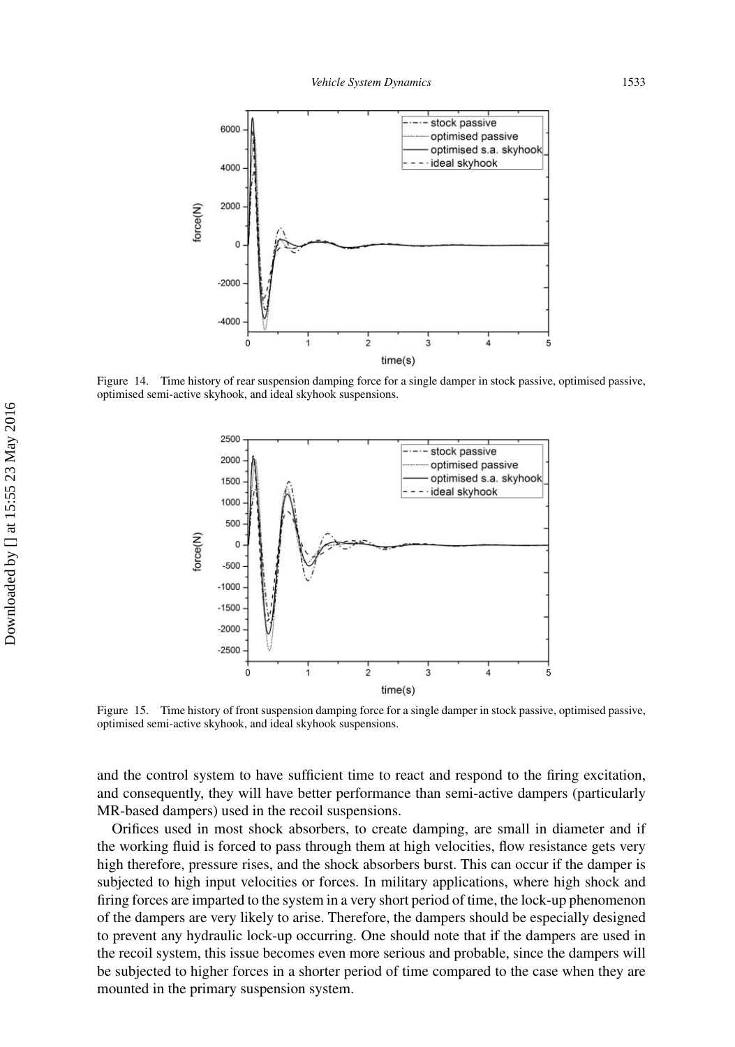Figure 14. Time history of rear suspension damping force for a single damper in stock passive, optimised passive, optimised semi-active skyhook, and ideal skyhook suspensions.

Figure 15. Time history of front suspension damping force for a single damper in stock passive, optimised passive, optimised semi-active skyhook, and ideal skyhook suspensions.

and the control system to have sufficient time to react and respond to the firing excitation, and consequently, they will have better performance than semi-active dampers (particularly MR-based dampers) used in the recoil suspensions.

Orifices used in most shock absorbers, to create damping, are small in diameter and if the working fluid is forced to pass through them at high velocities, flow resistance gets very high therefore, pressure rises, and the shock absorbers burst. This can occur if the damper is subjected to high input velocities or forces. In military applications, where high shock and firing forces are imparted to the system in a very short period of time, the lock-up phenomenon of the dampers are very likely to arise. Therefore, the dampers should be especially designed to prevent any hydraulic lock-up occurring. One should note that if the dampers are used in the recoil system, this issue becomes even more serious and probable, since the dampers will be subjected to higher forces in a shorter period of time compared to the case when they are mounted in the primary suspension system.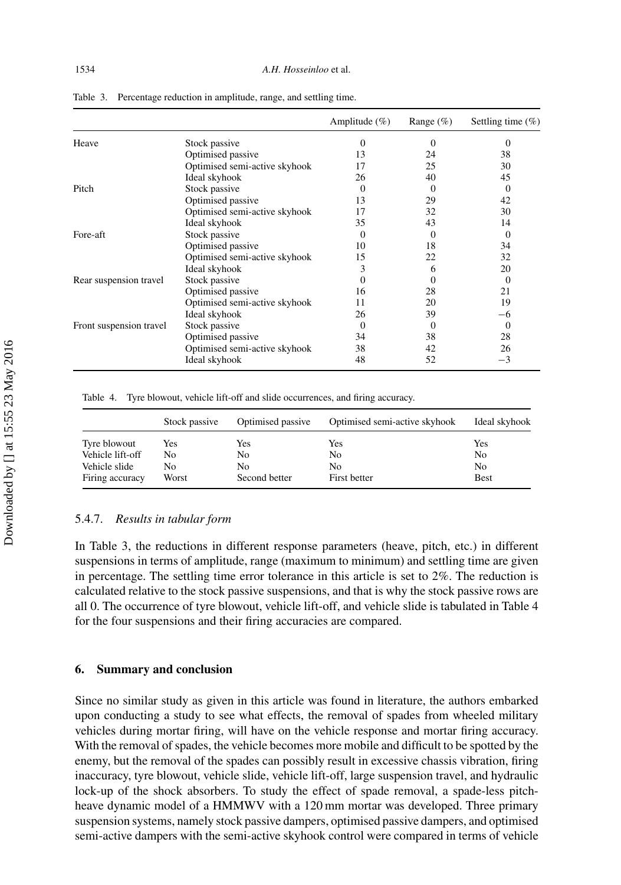Table 3. Percentage reduction in amplitude, range, and settling time.

| | | Amplitude (%) | Range (%) | Settling time (%) |
|---|---|---|---|---|
| Heave | Stock passive | 0 | 0 | 0 |
| | Optimised passive | 13 | 24 | 38 |
| | Optimised semi-active skyhook | 17 | 25 | 30 |
| | Ideal skyhook | 26 | 40 | 45 |
| Pitch | Stock passive | 0 | 0 | 0 |
| | Optimised passive | 13 | 29 | 42 |
| | Optimised semi-active skyhook | 17 | 32 | 30 |
| | Ideal skyhook | 35 | 43 | 14 |
| Fore-aft | Stock passive | 0 | 0 | 0 |
| | Optimised passive | 10 | 18 | 34 |
| | Optimised semi-active skyhook | 15 | 22 | 32 |
| | Ideal skyhook | 3 | 6 | 20 |
| Rear suspension travel | Stock passive | 0 | 0 | 0 |
| | Optimised passive | 16 | 28 | 21 |
| | Optimised semi-active skyhook | 11 | 20 | 19 |
| | Ideal skyhook | 26 | 39 | −6 |
| Front suspension travel | Stock passive | 0 | 0 | 0 |
| | Optimised passive | 34 | 38 | 28 |
| | Optimised semi-active skyhook | 38 | 42 | 26 |
| | Ideal skyhook | 48 | 52 | −3 |

Table 4. Tyre blowout, vehicle lift-off and slide occurrences, and firing accuracy.

| | Stock passive | Optimised passive | Optimised semi-active skyhook | Ideal skyhook |
|---|---|---|---|---|
| Tyre blowout | Yes | Yes | Yes | Yes |
| Vehicle lift-off | No | No | No | No |
| Vehicle slide | No | No | No | No |
| Firing accuracy | Worst | Second better | First better | Best |

### 5.4.7. *Results in tabular form*

In Table 3, the reductions in different response parameters (heave, pitch, etc.) in different suspensions in terms of amplitude, range (maximum to minimum) and settling time are given in percentage. The settling time error tolerance in this article is set to 2%. The reduction is calculated relative to the stock passive suspensions, and that is why the stock passive rows are all 0. The occurrence of tyre blowout, vehicle lift-off, and vehicle slide is tabulated in Table 4 for the four suspensions and their firing accuracies are compared.

## 6. Summary and conclusion

Since no similar study as given in this article was found in literature, the authors embarked upon conducting a study to see what effects, the removal of spades from wheeled military vehicles during mortar firing, will have on the vehicle response and mortar firing accuracy. With the removal of spades, the vehicle becomes more mobile and difficult to be spotted by the enemy, but the removal of the spades can possibly result in excessive chassis vibration, firing inaccuracy, tyre blowout, vehicle slide, vehicle lift-off, large suspension travel, and hydraulic lock-up of the shock absorbers. To study the effect of spade removal, a spade-less pitch-heave dynamic model of a HMMWV with a 120 mm mortar was developed. Three primary suspension systems, namely stock passive dampers, optimised passive dampers, and optimised semi-active dampers with the semi-active skyhook control were compared in terms of vehicle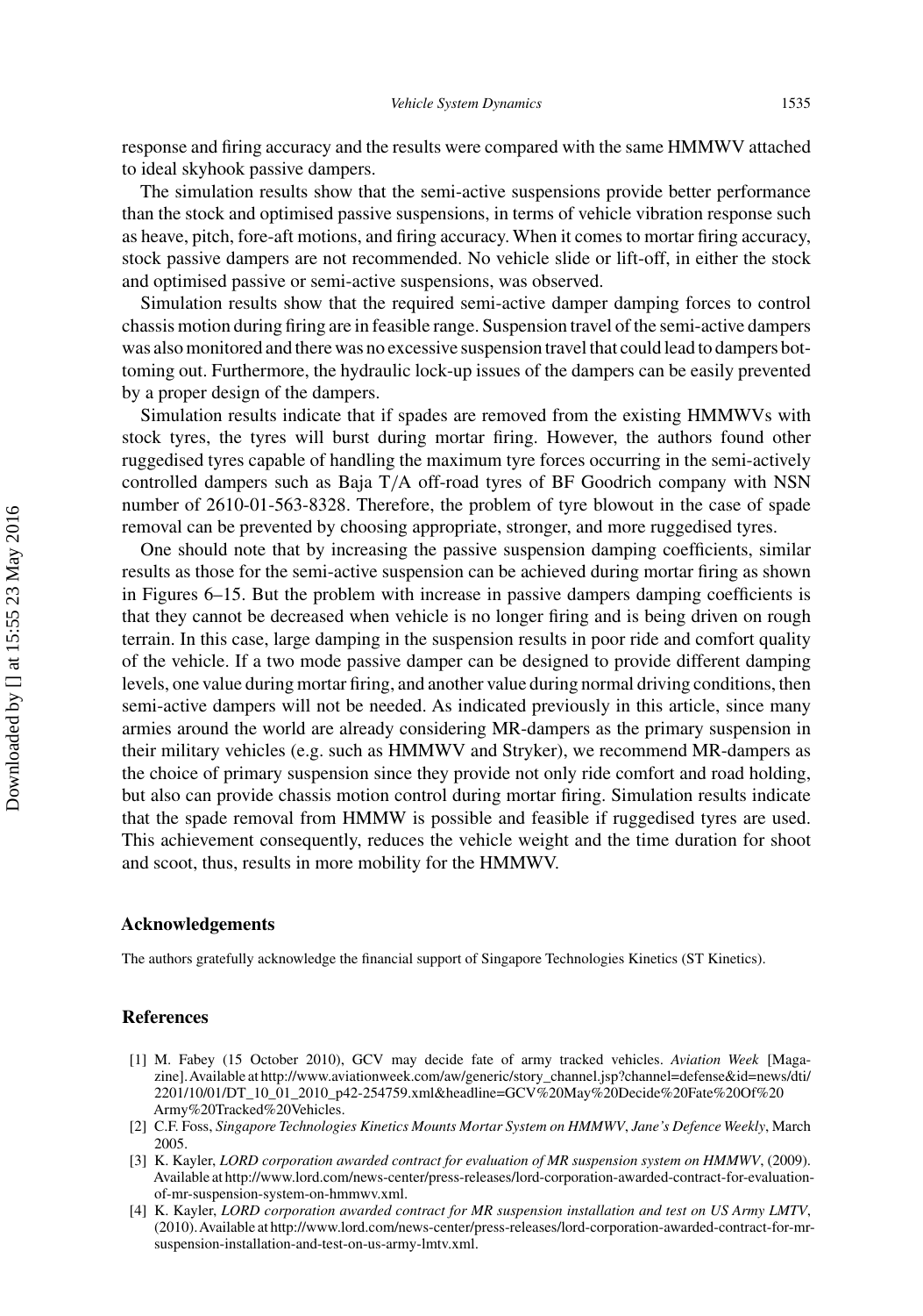response and firing accuracy and the results were compared with the same HMMWV attached to ideal skyhook passive dampers.

The simulation results show that the semi-active suspensions provide better performance than the stock and optimised passive suspensions, in terms of vehicle vibration response such as heave, pitch, fore-aft motions, and firing accuracy. When it comes to mortar firing accuracy, stock passive dampers are not recommended. No vehicle slide or lift-off, in either the stock and optimised passive or semi-active suspensions, was observed.

Simulation results show that the required semi-active damper damping forces to control chassis motion during firing are in feasible range. Suspension travel of the semi-active dampers was also monitored and there was no excessive suspension travel that could lead to dampers bottoming out. Furthermore, the hydraulic lock-up issues of the dampers can be easily prevented by a proper design of the dampers.

Simulation results indicate that if spades are removed from the existing HMMWVs with stock tyres, the tyres will burst during mortar firing. However, the authors found other ruggedised tyres capable of handling the maximum tyre forces occurring in the semi-actively controlled dampers such as Baja T/A off-road tyres of BF Goodrich company with NSN number of 2610-01-563-8328. Therefore, the problem of tyre blowout in the case of spade removal can be prevented by choosing appropriate, stronger, and more ruggedised tyres.

One should note that by increasing the passive suspension damping coefficients, similar results as those for the semi-active suspension can be achieved during mortar firing as shown in Figures 6–15. But the problem with increase in passive dampers damping coefficients is that they cannot be decreased when vehicle is no longer firing and is being driven on rough terrain. In this case, large damping in the suspension results in poor ride and comfort quality of the vehicle. If a two mode passive damper can be designed to provide different damping levels, one value during mortar firing, and another value during normal driving conditions, then semi-active dampers will not be needed. As indicated previously in this article, since many armies around the world are already considering MR-dampers as the primary suspension in their military vehicles (e.g. such as HMMWV and Stryker), we recommend MR-dampers as the choice of primary suspension since they provide not only ride comfort and road holding, but also can provide chassis motion control during mortar firing. Simulation results indicate that the spade removal from HMMW is possible and feasible if ruggedised tyres are used. This achievement consequently, reduces the vehicle weight and the time duration for shoot and scoot, thus, results in more mobility for the HMMWV.

## Acknowledgements

The authors gratefully acknowledge the financial support of Singapore Technologies Kinetics (ST Kinetics).

## References

[1] M. Fabey (15 October 2010), GCV may decide fate of army tracked vehicles. *Aviation Week* [Magazine]. Available at http://www.aviationweek.com/aw/generic/story_channel.jsp?channel=defense&id=news/dti/2201/10/01/DT_10_01_2010_p42-254759.xml&headline=GCV%20May%20Decide%20Fate%20Of%20Army%20Tracked%20Vehicles.

[2] C.F. Foss, *Singapore Technologies Kinetics Mounts Mortar System on HMMWV*, *Jane's Defence Weekly*, March 2005.

[3] K. Kayler, *LORD corporation awarded contract for evaluation of MR suspension system on HMMWV*, (2009). Available at http://www.lord.com/news-center/press-releases/lord-corporation-awarded-contract-for-evaluation-of-mr-suspension-system-on-hmmwv.xml.

[4] K. Kayler, *LORD corporation awarded contract for MR suspension installation and test on US Army LMTV*, (2010). Available at http://www.lord.com/news-center/press-releases/lord-corporation-awarded-contract-for-mr-suspension-installation-and-test-on-us-army-lmtv.xml.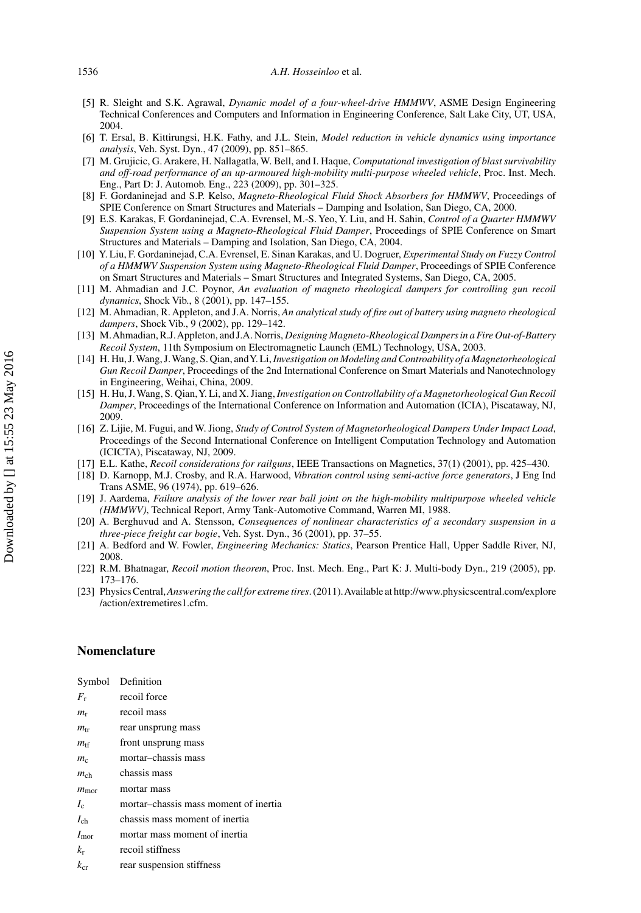[5] R. Sleight and S.K. Agrawal, *Dynamic model of a four-wheel-drive HMMWV*, ASME Design Engineering Technical Conferences and Computers and Information in Engineering Conference, Salt Lake City, UT, USA, 2004.

[6] T. Ersal, B. Kittirungsi, H.K. Fathy, and J.L. Stein, *Model reduction in vehicle dynamics using importance analysis*, Veh. Syst. Dyn., 47 (2009), pp. 851–865.

[7] M. Grujicic, G. Arakere, H. Nallagatla, W. Bell, and I. Haque, *Computational investigation of blast survivability and off-road performance of an up-armoured high-mobility multi-purpose wheeled vehicle*, Proc. Inst. Mech. Eng., Part D: J. Automob. Eng., 223 (2009), pp. 301–325.

[8] F. Gordaninejad and S.P. Kelso, *Magneto-Rheological Fluid Shock Absorbers for HMMWV*, Proceedings of SPIE Conference on Smart Structures and Materials – Damping and Isolation, San Diego, CA, 2000.

[9] E.S. Karakas, F. Gordaninejad, C.A. Evrensel, M.-S. Yeo, Y. Liu, and H. Sahin, *Control of a Quarter HMMWV Suspension System using a Magneto-Rheological Fluid Damper*, Proceedings of SPIE Conference on Smart Structures and Materials – Damping and Isolation, San Diego, CA, 2004.

[10] Y. Liu, F. Gordaninejad, C.A. Evrensel, E. Sinan Karakas, and U. Dogruer, *Experimental Study on Fuzzy Control of a HMMWV Suspension System using Magneto-Rheological Fluid Damper*, Proceedings of SPIE Conference on Smart Structures and Materials – Smart Structures and Integrated Systems, San Diego, CA, 2005.

[11] M. Ahmadian and J.C. Poynor, *An evaluation of magneto rheological dampers for controlling gun recoil dynamics*, Shock Vib., 8 (2001), pp. 147–155.

[12] M. Ahmadian, R. Appleton, and J.A. Norris, *An analytical study of fire out of battery using magneto rheological dampers*, Shock Vib., 9 (2002), pp. 129–142.

[13] M. Ahmadian, R.J. Appleton, and J.A. Norris, *Designing Magneto-Rheological Dampers in a Fire Out-of-Battery Recoil System*, 11th Symposium on Electromagnetic Launch (EML) Technology, USA, 2003.

[14] H. Hu, J. Wang, J. Wang, S. Qian, and Y. Li, *Investigation on Modeling and Controability of a Magnetorheological Gun Recoil Damper*, Proceedings of the 2nd International Conference on Smart Materials and Nanotechnology in Engineering, Weihai, China, 2009.

[15] H. Hu, J. Wang, S. Qian, Y. Li, and X. Jiang, *Investigation on Controllability of a Magnetorheological Gun Recoil Damper*, Proceedings of the International Conference on Information and Automation (ICIA), Piscataway, NJ, 2009.

[16] Z. Lijie, M. Fugui, and W. Jiong, *Study of Control System of Magnetorheological Dampers Under Impact Load*, Proceedings of the Second International Conference on Intelligent Computation Technology and Automation (ICICTA), Piscataway, NJ, 2009.

[17] E.L. Kathe, *Recoil considerations for railguns*, IEEE Transactions on Magnetics, 37(1) (2001), pp. 425–430.

[18] D. Karnopp, M.J. Crosby, and R.A. Harwood, *Vibration control using semi-active force generators*, J Eng Ind Trans ASME, 96 (1974), pp. 619–626.

[19] J. Aardema, *Failure analysis of the lower rear ball joint on the high-mobility multipurpose wheeled vehicle (HMMWV)*, Technical Report, Army Tank-Automotive Command, Warren MI, 1988.

[20] A. Berghuvud and A. Stensson, *Consequences of nonlinear characteristics of a secondary suspension in a three-piece freight car bogie*, Veh. Syst. Dyn., 36 (2001), pp. 37–55.

[21] A. Bedford and W. Fowler, *Engineering Mechanics: Statics*, Pearson Prentice Hall, Upper Saddle River, NJ, 2008.

[22] R.M. Bhatnagar, *Recoil motion theorem*, Proc. Inst. Mech. Eng., Part K: J. Multi-body Dyn., 219 (2005), pp. 173–176.

[23] Physics Central, *Answering the call for extreme tires*. (2011). Available at http://www.physicscentral.com/explore/action/extremetires1.cfm.

## Nomenclature

| Symbol | Definition |
|---|---|
| $F_r$ | recoil force |
| $m_r$ | recoil mass |
| $m_{tr}$ | rear unsprung mass |
| $m_{tf}$ | front unsprung mass |
| $m_c$ | mortar–chassis mass |
| $m_{ch}$ | chassis mass |
| $m_{mor}$ | mortar mass |
| $I_c$ | mortar–chassis mass moment of inertia |
| $I_{ch}$ | chassis mass moment of inertia |
| $I_{mor}$ | mortar mass moment of inertia |
| $k_r$ | recoil stiffness |
| $k_{cr}$ | rear suspension stiffness |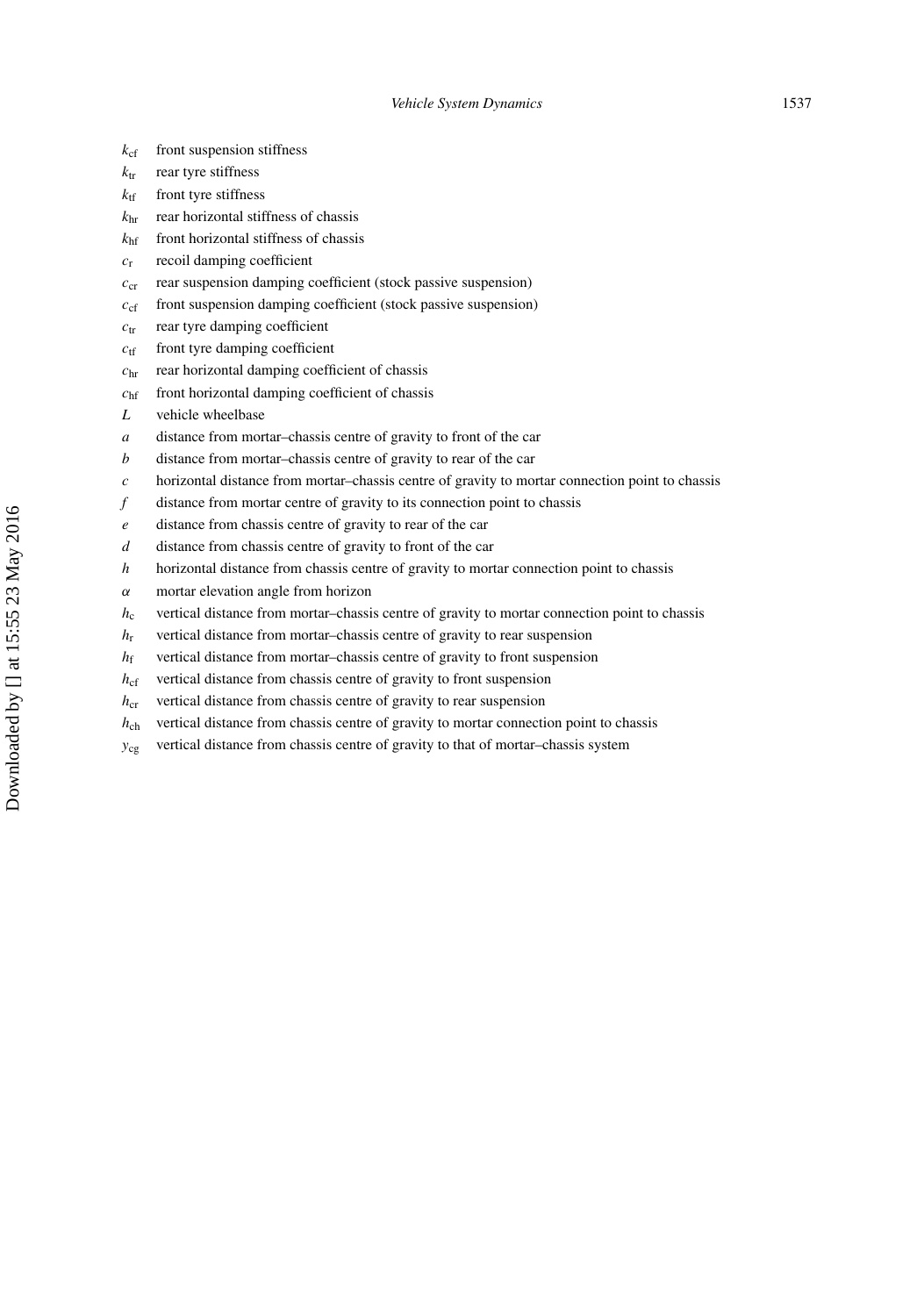$k_{cf}$ front suspension stiffness
$k_{tr}$ rear tyre stiffness
$k_{tf}$ front tyre stiffness
$k_{hr}$ rear horizontal stiffness of chassis
$k_{hf}$ front horizontal stiffness of chassis
$c_r$ recoil damping coefficient
$c_{cr}$ rear suspension damping coefficient (stock passive suspension)
$c_{cf}$ front suspension damping coefficient (stock passive suspension)
$c_{tr}$ rear tyre damping coefficient
$c_{tf}$ front tyre damping coefficient
$c_{hr}$ rear horizontal damping coefficient of chassis
$c_{hf}$ front horizontal damping coefficient of chassis
$L$ vehicle wheelbase
$a$ distance from mortar–chassis centre of gravity to front of the car
$b$ distance from mortar–chassis centre of gravity to rear of the car
$c$ horizontal distance from mortar–chassis centre of gravity to mortar connection point to chassis
$f$ distance from mortar centre of gravity to its connection point to chassis
$e$ distance from chassis centre of gravity to rear of the car
$d$ distance from chassis centre of gravity to front of the car
$h$ horizontal distance from chassis centre of gravity to mortar connection point to chassis
$\alpha$ mortar elevation angle from horizon
$h_c$ vertical distance from mortar–chassis centre of gravity to mortar connection point to chassis
$h_r$ vertical distance from mortar–chassis centre of gravity to rear suspension
$h_f$ vertical distance from mortar–chassis centre of gravity to front suspension
$h_{cf}$ vertical distance from chassis centre of gravity to front suspension
$h_{cr}$ vertical distance from chassis centre of gravity to rear suspension
$h_{ch}$ vertical distance from chassis centre of gravity to mortar connection point to chassis
$y_{cg}$ vertical distance from chassis centre of gravity to that of mortar–chassis system